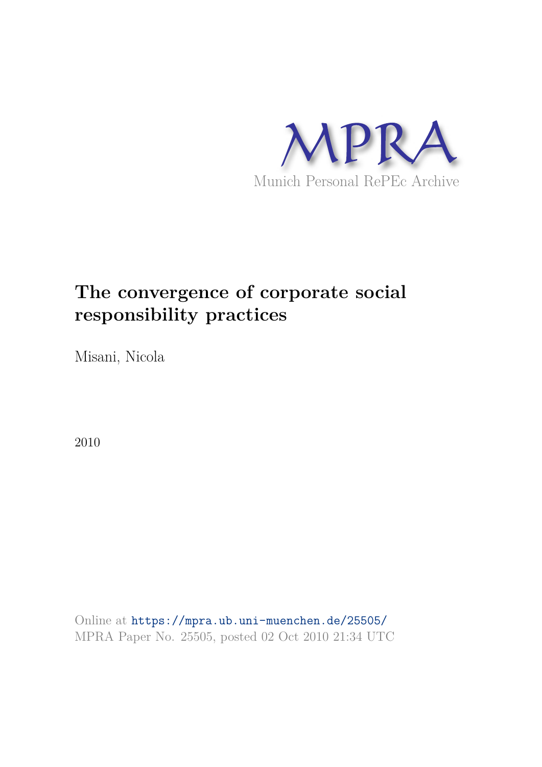MPRA

Munich Personal RePEc Archive

# The convergence of corporate social responsibility practices

Misani, Nicola

2010

Online at https://mpra.ub.uni-muenchen.de/25505/
MPRA Paper No. 25505, posted 02 Oct 2010 21:34 UTC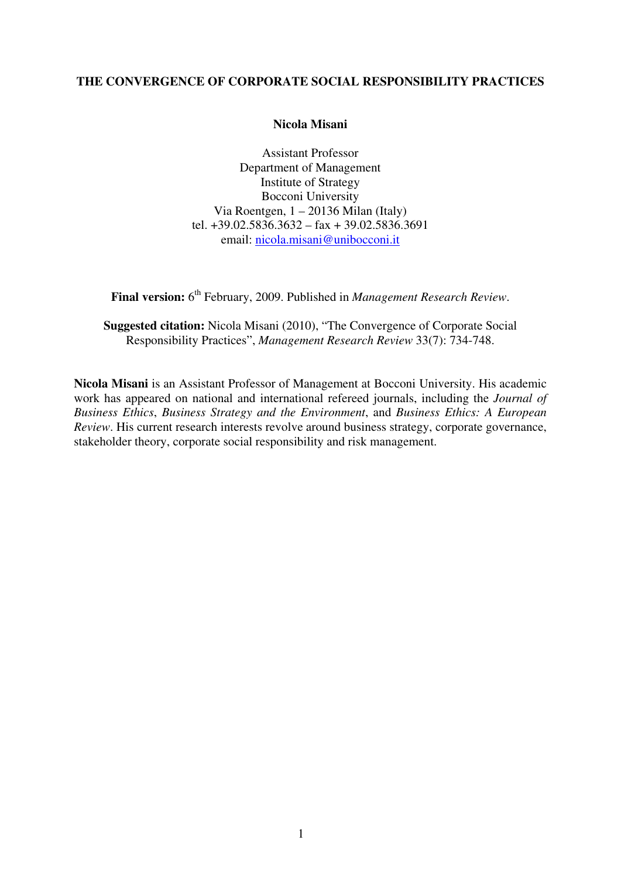**THE CONVERGENCE OF CORPORATE SOCIAL RESPONSIBILITY PRACTICES**

**Nicola Misani**

Assistant Professor
Department of Management
Institute of Strategy
Bocconi University
Via Roentgen, 1 – 20136 Milan (Italy)
tel. +39.02.5836.3632 – fax + 39.02.5836.3691
email: nicola.misani@unibocconi.it

**Final version:** 6th February, 2009. Published in *Management Research Review*.

**Suggested citation:** Nicola Misani (2010), "The Convergence of Corporate Social Responsibility Practices", *Management Research Review* 33(7): 734-748.

**Nicola Misani** is an Assistant Professor of Management at Bocconi University. His academic work has appeared on national and international refereed journals, including the *Journal of Business Ethics*, *Business Strategy and the Environment*, and *Business Ethics: A European Review*. His current research interests revolve around business strategy, corporate governance, stakeholder theory, corporate social responsibility and risk management.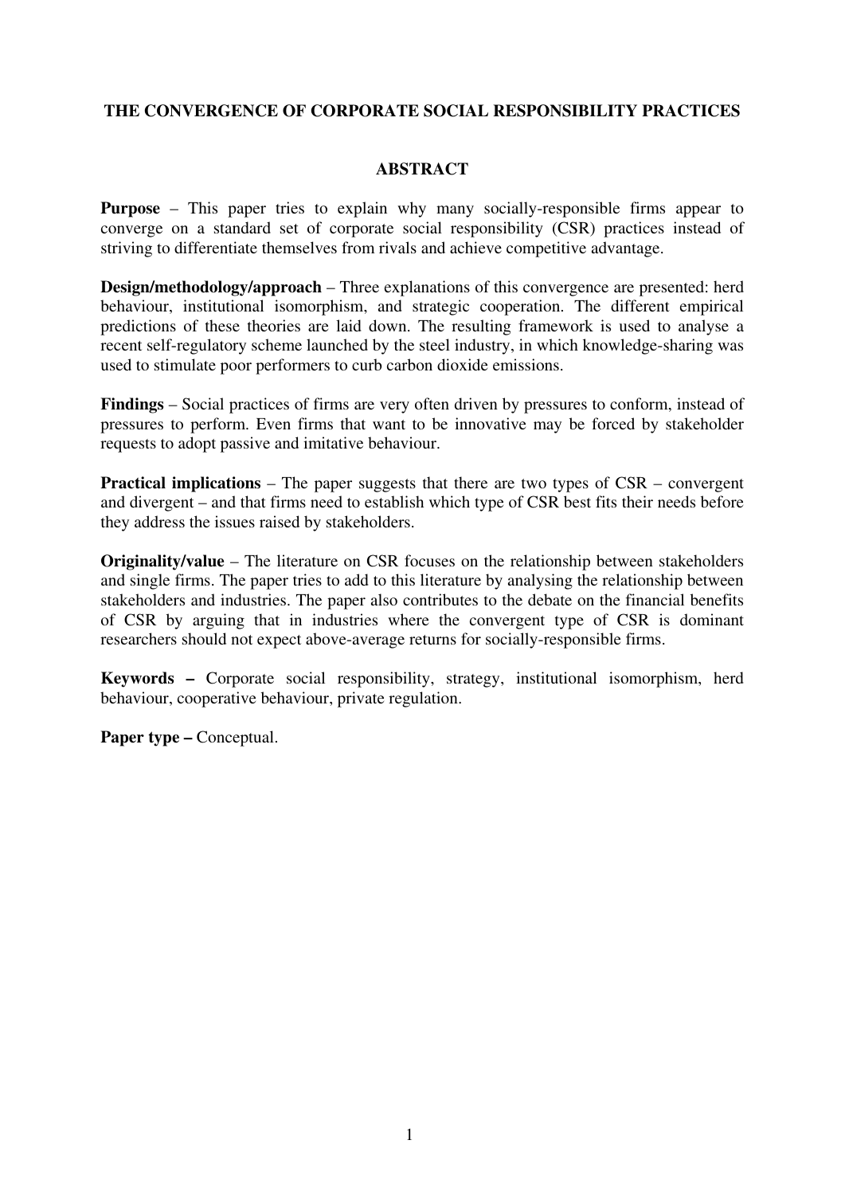# THE CONVERGENCE OF CORPORATE SOCIAL RESPONSIBILITY PRACTICES

## ABSTRACT

**Purpose** – This paper tries to explain why many socially-responsible firms appear to converge on a standard set of corporate social responsibility (CSR) practices instead of striving to differentiate themselves from rivals and achieve competitive advantage.

**Design/methodology/approach** – Three explanations of this convergence are presented: herd behaviour, institutional isomorphism, and strategic cooperation. The different empirical predictions of these theories are laid down. The resulting framework is used to analyse a recent self-regulatory scheme launched by the steel industry, in which knowledge-sharing was used to stimulate poor performers to curb carbon dioxide emissions.

**Findings** – Social practices of firms are very often driven by pressures to conform, instead of pressures to perform. Even firms that want to be innovative may be forced by stakeholder requests to adopt passive and imitative behaviour.

**Practical implications** – The paper suggests that there are two types of CSR – convergent and divergent – and that firms need to establish which type of CSR best fits their needs before they address the issues raised by stakeholders.

**Originality/value** – The literature on CSR focuses on the relationship between stakeholders and single firms. The paper tries to add to this literature by analysing the relationship between stakeholders and industries. The paper also contributes to the debate on the financial benefits of CSR by arguing that in industries where the convergent type of CSR is dominant researchers should not expect above-average returns for socially-responsible firms.

**Keywords –** Corporate social responsibility, strategy, institutional isomorphism, herd behaviour, cooperative behaviour, private regulation.

**Paper type –** Conceptual.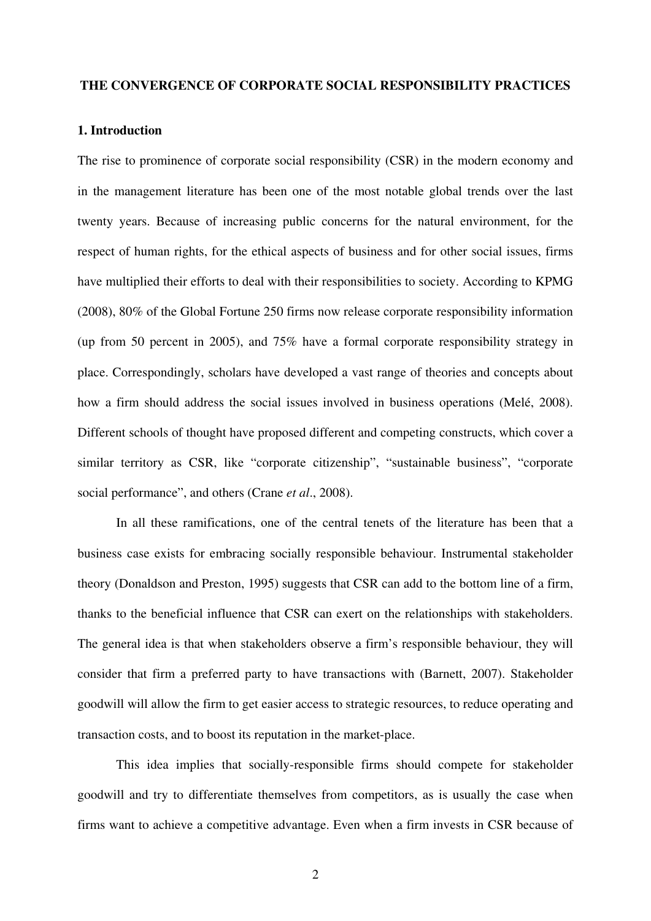# THE CONVERGENCE OF CORPORATE SOCIAL RESPONSIBILITY PRACTICES

## 1. Introduction

The rise to prominence of corporate social responsibility (CSR) in the modern economy and in the management literature has been one of the most notable global trends over the last twenty years. Because of increasing public concerns for the natural environment, for the respect of human rights, for the ethical aspects of business and for other social issues, firms have multiplied their efforts to deal with their responsibilities to society. According to KPMG (2008), 80% of the Global Fortune 250 firms now release corporate responsibility information (up from 50 percent in 2005), and 75% have a formal corporate responsibility strategy in place. Correspondingly, scholars have developed a vast range of theories and concepts about how a firm should address the social issues involved in business operations (Melé, 2008). Different schools of thought have proposed different and competing constructs, which cover a similar territory as CSR, like "corporate citizenship", "sustainable business", "corporate social performance", and others (Crane *et al*., 2008).

In all these ramifications, one of the central tenets of the literature has been that a business case exists for embracing socially responsible behaviour. Instrumental stakeholder theory (Donaldson and Preston, 1995) suggests that CSR can add to the bottom line of a firm, thanks to the beneficial influence that CSR can exert on the relationships with stakeholders. The general idea is that when stakeholders observe a firm's responsible behaviour, they will consider that firm a preferred party to have transactions with (Barnett, 2007). Stakeholder goodwill will allow the firm to get easier access to strategic resources, to reduce operating and transaction costs, and to boost its reputation in the market-place.

This idea implies that socially-responsible firms should compete for stakeholder goodwill and try to differentiate themselves from competitors, as is usually the case when firms want to achieve a competitive advantage. Even when a firm invests in CSR because of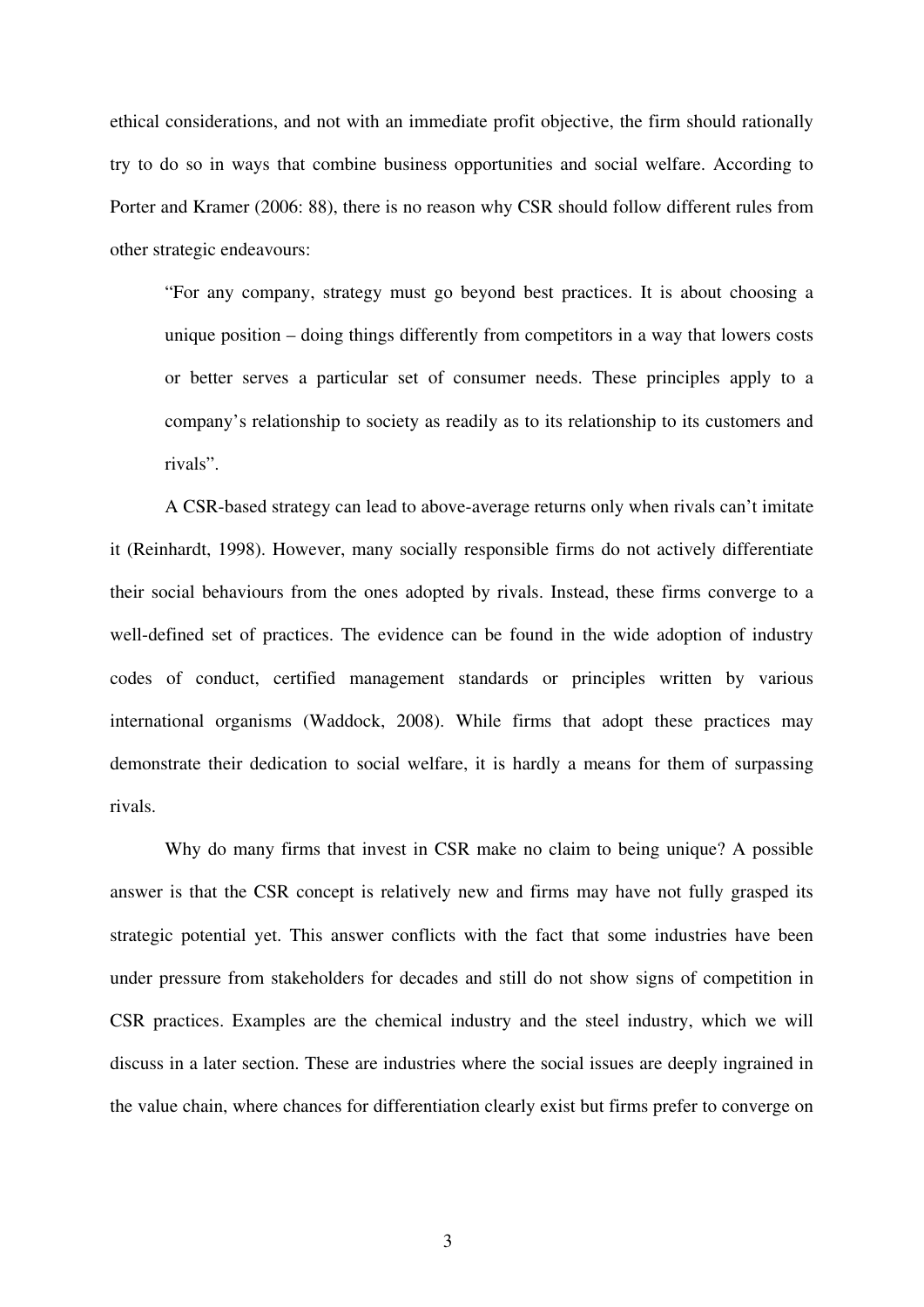ethical considerations, and not with an immediate profit objective, the firm should rationally try to do so in ways that combine business opportunities and social welfare. According to Porter and Kramer (2006: 88), there is no reason why CSR should follow different rules from other strategic endeavours:

> "For any company, strategy must go beyond best practices. It is about choosing a unique position – doing things differently from competitors in a way that lowers costs or better serves a particular set of consumer needs. These principles apply to a company's relationship to society as readily as to its relationship to its customers and rivals".

A CSR-based strategy can lead to above-average returns only when rivals can't imitate it (Reinhardt, 1998). However, many socially responsible firms do not actively differentiate their social behaviours from the ones adopted by rivals. Instead, these firms converge to a well-defined set of practices. The evidence can be found in the wide adoption of industry codes of conduct, certified management standards or principles written by various international organisms (Waddock, 2008). While firms that adopt these practices may demonstrate their dedication to social welfare, it is hardly a means for them of surpassing rivals.

Why do many firms that invest in CSR make no claim to being unique? A possible answer is that the CSR concept is relatively new and firms may have not fully grasped its strategic potential yet. This answer conflicts with the fact that some industries have been under pressure from stakeholders for decades and still do not show signs of competition in CSR practices. Examples are the chemical industry and the steel industry, which we will discuss in a later section. These are industries where the social issues are deeply ingrained in the value chain, where chances for differentiation clearly exist but firms prefer to converge on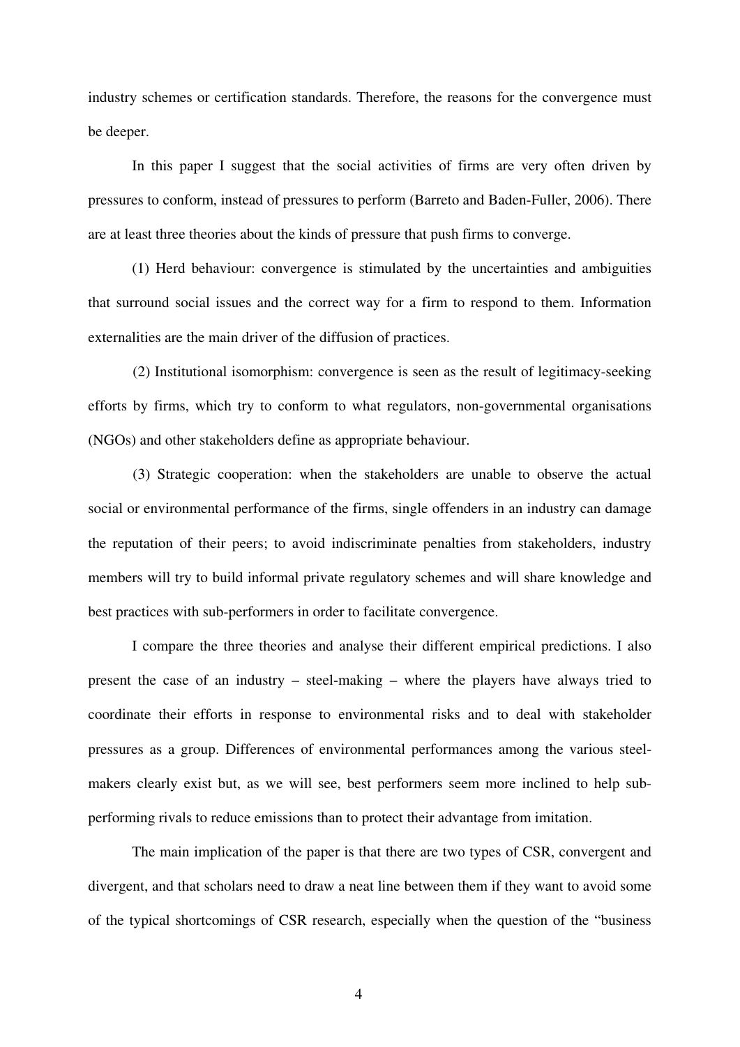industry schemes or certification standards. Therefore, the reasons for the convergence must be deeper.

In this paper I suggest that the social activities of firms are very often driven by pressures to conform, instead of pressures to perform (Barreto and Baden-Fuller, 2006). There are at least three theories about the kinds of pressure that push firms to converge.

(1) Herd behaviour: convergence is stimulated by the uncertainties and ambiguities that surround social issues and the correct way for a firm to respond to them. Information externalities are the main driver of the diffusion of practices.

(2) Institutional isomorphism: convergence is seen as the result of legitimacy-seeking efforts by firms, which try to conform to what regulators, non-governmental organisations (NGOs) and other stakeholders define as appropriate behaviour.

(3) Strategic cooperation: when the stakeholders are unable to observe the actual social or environmental performance of the firms, single offenders in an industry can damage the reputation of their peers; to avoid indiscriminate penalties from stakeholders, industry members will try to build informal private regulatory schemes and will share knowledge and best practices with sub-performers in order to facilitate convergence.

I compare the three theories and analyse their different empirical predictions. I also present the case of an industry – steel-making – where the players have always tried to coordinate their efforts in response to environmental risks and to deal with stakeholder pressures as a group. Differences of environmental performances among the various steel-makers clearly exist but, as we will see, best performers seem more inclined to help sub-performing rivals to reduce emissions than to protect their advantage from imitation.

The main implication of the paper is that there are two types of CSR, convergent and divergent, and that scholars need to draw a neat line between them if they want to avoid some of the typical shortcomings of CSR research, especially when the question of the "business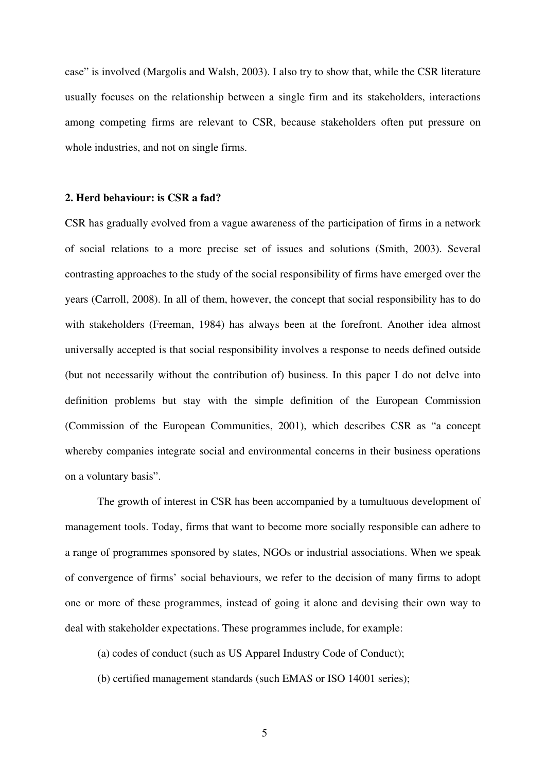case" is involved (Margolis and Walsh, 2003). I also try to show that, while the CSR literature usually focuses on the relationship between a single firm and its stakeholders, interactions among competing firms are relevant to CSR, because stakeholders often put pressure on whole industries, and not on single firms.

## 2. Herd behaviour: is CSR a fad?

CSR has gradually evolved from a vague awareness of the participation of firms in a network of social relations to a more precise set of issues and solutions (Smith, 2003). Several contrasting approaches to the study of the social responsibility of firms have emerged over the years (Carroll, 2008). In all of them, however, the concept that social responsibility has to do with stakeholders (Freeman, 1984) has always been at the forefront. Another idea almost universally accepted is that social responsibility involves a response to needs defined outside (but not necessarily without the contribution of) business. In this paper I do not delve into definition problems but stay with the simple definition of the European Commission (Commission of the European Communities, 2001), which describes CSR as "a concept whereby companies integrate social and environmental concerns in their business operations on a voluntary basis".

The growth of interest in CSR has been accompanied by a tumultuous development of management tools. Today, firms that want to become more socially responsible can adhere to a range of programmes sponsored by states, NGOs or industrial associations. When we speak of convergence of firms' social behaviours, we refer to the decision of many firms to adopt one or more of these programmes, instead of going it alone and devising their own way to deal with stakeholder expectations. These programmes include, for example:

(a) codes of conduct (such as US Apparel Industry Code of Conduct);

(b) certified management standards (such EMAS or ISO 14001 series);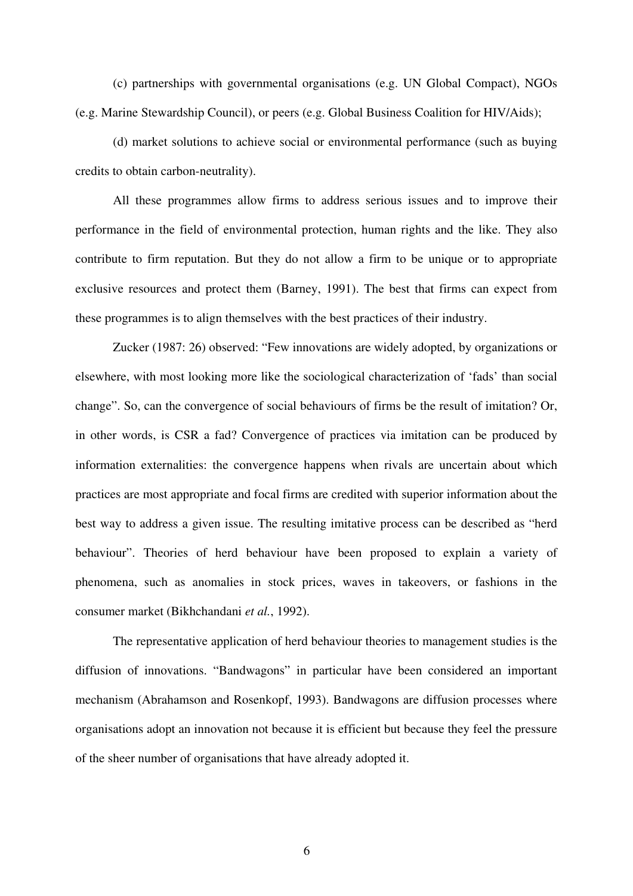(c) partnerships with governmental organisations (e.g. UN Global Compact), NGOs (e.g. Marine Stewardship Council), or peers (e.g. Global Business Coalition for HIV/Aids);

(d) market solutions to achieve social or environmental performance (such as buying credits to obtain carbon-neutrality).

All these programmes allow firms to address serious issues and to improve their performance in the field of environmental protection, human rights and the like. They also contribute to firm reputation. But they do not allow a firm to be unique or to appropriate exclusive resources and protect them (Barney, 1991). The best that firms can expect from these programmes is to align themselves with the best practices of their industry.

Zucker (1987: 26) observed: "Few innovations are widely adopted, by organizations or elsewhere, with most looking more like the sociological characterization of 'fads' than social change". So, can the convergence of social behaviours of firms be the result of imitation? Or, in other words, is CSR a fad? Convergence of practices via imitation can be produced by information externalities: the convergence happens when rivals are uncertain about which practices are most appropriate and focal firms are credited with superior information about the best way to address a given issue. The resulting imitative process can be described as "herd behaviour". Theories of herd behaviour have been proposed to explain a variety of phenomena, such as anomalies in stock prices, waves in takeovers, or fashions in the consumer market (Bikhchandani *et al.*, 1992).

The representative application of herd behaviour theories to management studies is the diffusion of innovations. "Bandwagons" in particular have been considered an important mechanism (Abrahamson and Rosenkopf, 1993). Bandwagons are diffusion processes where organisations adopt an innovation not because it is efficient but because they feel the pressure of the sheer number of organisations that have already adopted it.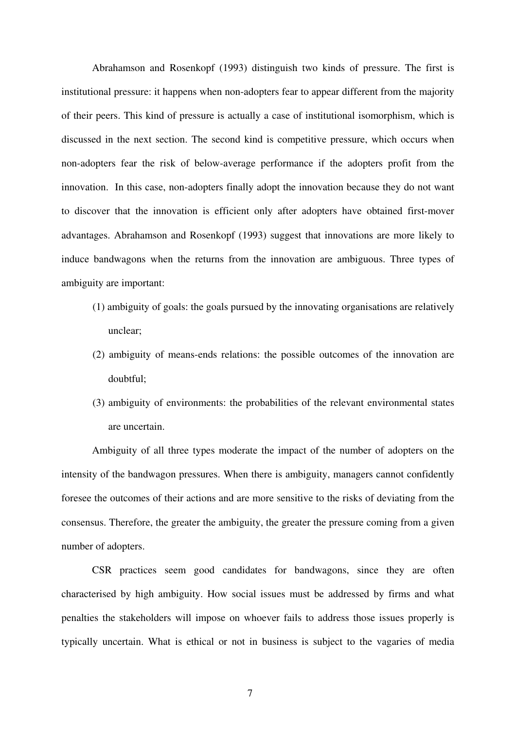Abrahamson and Rosenkopf (1993) distinguish two kinds of pressure. The first is institutional pressure: it happens when non-adopters fear to appear different from the majority of their peers. This kind of pressure is actually a case of institutional isomorphism, which is discussed in the next section. The second kind is competitive pressure, which occurs when non-adopters fear the risk of below-average performance if the adopters profit from the innovation. In this case, non-adopters finally adopt the innovation because they do not want to discover that the innovation is efficient only after adopters have obtained first-mover advantages. Abrahamson and Rosenkopf (1993) suggest that innovations are more likely to induce bandwagons when the returns from the innovation are ambiguous. Three types of ambiguity are important:

(1) ambiguity of goals: the goals pursued by the innovating organisations are relatively unclear;

(2) ambiguity of means-ends relations: the possible outcomes of the innovation are doubtful;

(3) ambiguity of environments: the probabilities of the relevant environmental states are uncertain.

Ambiguity of all three types moderate the impact of the number of adopters on the intensity of the bandwagon pressures. When there is ambiguity, managers cannot confidently foresee the outcomes of their actions and are more sensitive to the risks of deviating from the consensus. Therefore, the greater the ambiguity, the greater the pressure coming from a given number of adopters.

CSR practices seem good candidates for bandwagons, since they are often characterised by high ambiguity. How social issues must be addressed by firms and what penalties the stakeholders will impose on whoever fails to address those issues properly is typically uncertain. What is ethical or not in business is subject to the vagaries of media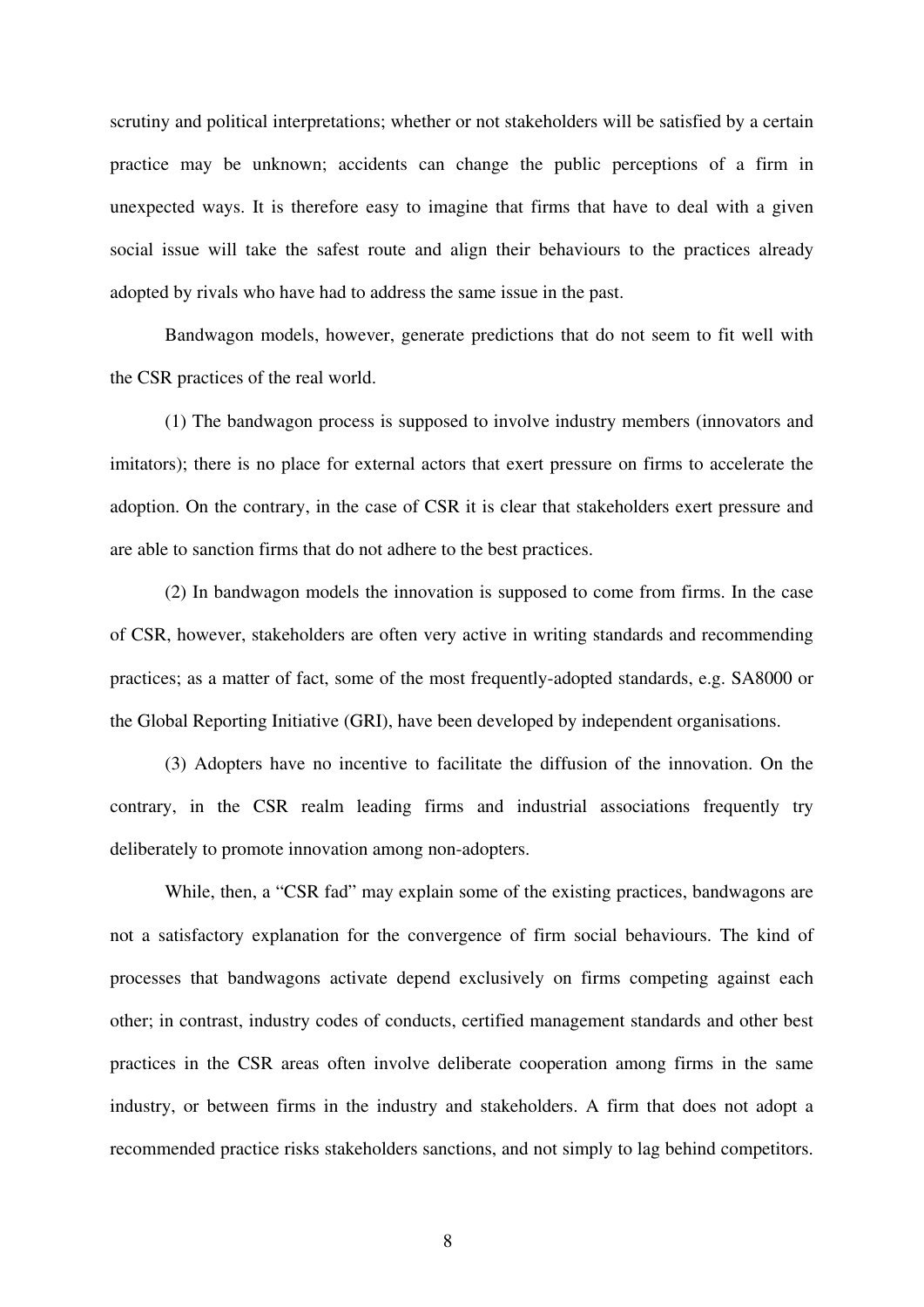scrutiny and political interpretations; whether or not stakeholders will be satisfied by a certain practice may be unknown; accidents can change the public perceptions of a firm in unexpected ways. It is therefore easy to imagine that firms that have to deal with a given social issue will take the safest route and align their behaviours to the practices already adopted by rivals who have had to address the same issue in the past.

Bandwagon models, however, generate predictions that do not seem to fit well with the CSR practices of the real world.

(1) The bandwagon process is supposed to involve industry members (innovators and imitators); there is no place for external actors that exert pressure on firms to accelerate the adoption. On the contrary, in the case of CSR it is clear that stakeholders exert pressure and are able to sanction firms that do not adhere to the best practices.

(2) In bandwagon models the innovation is supposed to come from firms. In the case of CSR, however, stakeholders are often very active in writing standards and recommending practices; as a matter of fact, some of the most frequently-adopted standards, e.g. SA8000 or the Global Reporting Initiative (GRI), have been developed by independent organisations.

(3) Adopters have no incentive to facilitate the diffusion of the innovation. On the contrary, in the CSR realm leading firms and industrial associations frequently try deliberately to promote innovation among non-adopters.

While, then, a "CSR fad" may explain some of the existing practices, bandwagons are not a satisfactory explanation for the convergence of firm social behaviours. The kind of processes that bandwagons activate depend exclusively on firms competing against each other; in contrast, industry codes of conducts, certified management standards and other best practices in the CSR areas often involve deliberate cooperation among firms in the same industry, or between firms in the industry and stakeholders. A firm that does not adopt a recommended practice risks stakeholders sanctions, and not simply to lag behind competitors.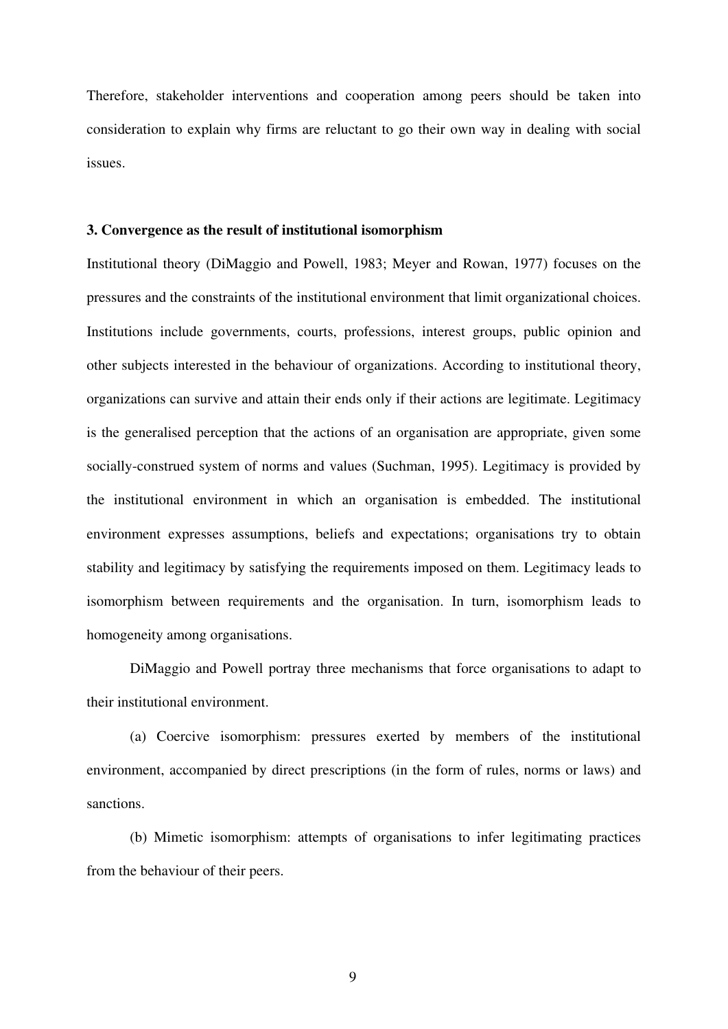Therefore, stakeholder interventions and cooperation among peers should be taken into consideration to explain why firms are reluctant to go their own way in dealing with social issues.

### 3. Convergence as the result of institutional isomorphism

Institutional theory (DiMaggio and Powell, 1983; Meyer and Rowan, 1977) focuses on the pressures and the constraints of the institutional environment that limit organizational choices. Institutions include governments, courts, professions, interest groups, public opinion and other subjects interested in the behaviour of organizations. According to institutional theory, organizations can survive and attain their ends only if their actions are legitimate. Legitimacy is the generalised perception that the actions of an organisation are appropriate, given some socially-construed system of norms and values (Suchman, 1995). Legitimacy is provided by the institutional environment in which an organisation is embedded. The institutional environment expresses assumptions, beliefs and expectations; organisations try to obtain stability and legitimacy by satisfying the requirements imposed on them. Legitimacy leads to isomorphism between requirements and the organisation. In turn, isomorphism leads to homogeneity among organisations.

DiMaggio and Powell portray three mechanisms that force organisations to adapt to their institutional environment.

(a) Coercive isomorphism: pressures exerted by members of the institutional environment, accompanied by direct prescriptions (in the form of rules, norms or laws) and sanctions.

(b) Mimetic isomorphism: attempts of organisations to infer legitimating practices from the behaviour of their peers.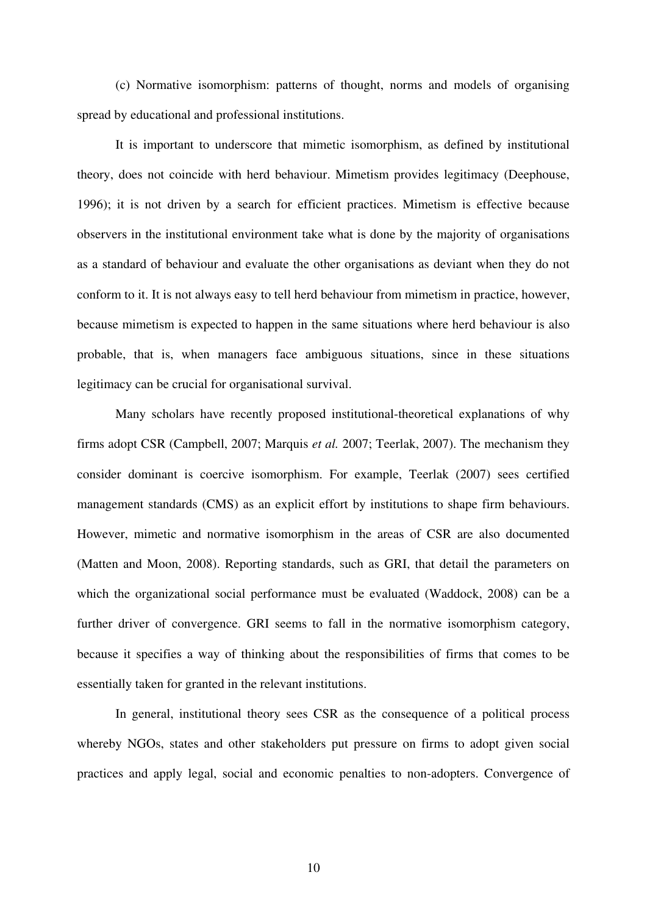(c) Normative isomorphism: patterns of thought, norms and models of organising spread by educational and professional institutions.

It is important to underscore that mimetic isomorphism, as defined by institutional theory, does not coincide with herd behaviour. Mimetism provides legitimacy (Deephouse, 1996); it is not driven by a search for efficient practices. Mimetism is effective because observers in the institutional environment take what is done by the majority of organisations as a standard of behaviour and evaluate the other organisations as deviant when they do not conform to it. It is not always easy to tell herd behaviour from mimetism in practice, however, because mimetism is expected to happen in the same situations where herd behaviour is also probable, that is, when managers face ambiguous situations, since in these situations legitimacy can be crucial for organisational survival.

Many scholars have recently proposed institutional-theoretical explanations of why firms adopt CSR (Campbell, 2007; Marquis *et al.* 2007; Teerlak, 2007). The mechanism they consider dominant is coercive isomorphism. For example, Teerlak (2007) sees certified management standards (CMS) as an explicit effort by institutions to shape firm behaviours. However, mimetic and normative isomorphism in the areas of CSR are also documented (Matten and Moon, 2008). Reporting standards, such as GRI, that detail the parameters on which the organizational social performance must be evaluated (Waddock, 2008) can be a further driver of convergence. GRI seems to fall in the normative isomorphism category, because it specifies a way of thinking about the responsibilities of firms that comes to be essentially taken for granted in the relevant institutions.

In general, institutional theory sees CSR as the consequence of a political process whereby NGOs, states and other stakeholders put pressure on firms to adopt given social practices and apply legal, social and economic penalties to non-adopters. Convergence of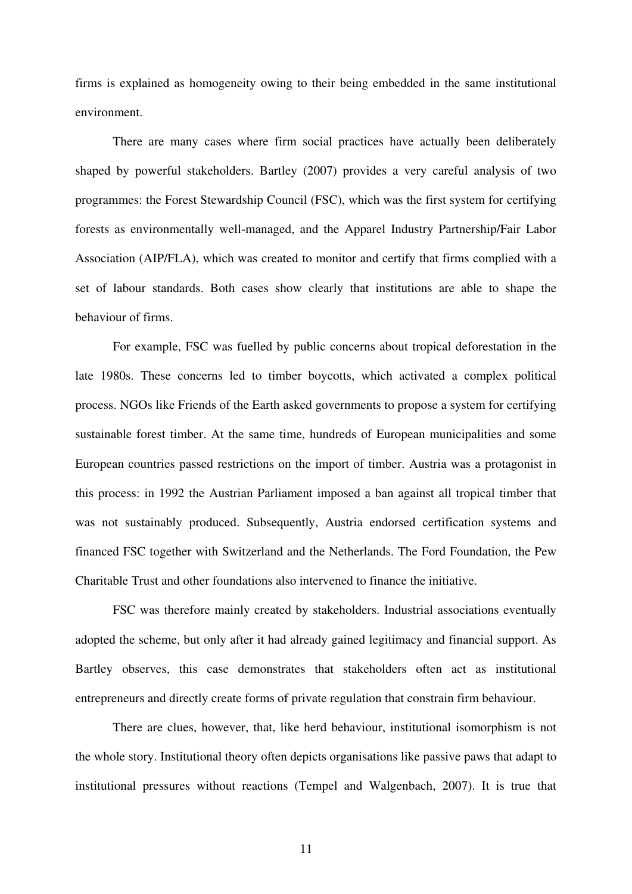firms is explained as homogeneity owing to their being embedded in the same institutional environment.

There are many cases where firm social practices have actually been deliberately shaped by powerful stakeholders. Bartley (2007) provides a very careful analysis of two programmes: the Forest Stewardship Council (FSC), which was the first system for certifying forests as environmentally well-managed, and the Apparel Industry Partnership/Fair Labor Association (AIP/FLA), which was created to monitor and certify that firms complied with a set of labour standards. Both cases show clearly that institutions are able to shape the behaviour of firms.

For example, FSC was fuelled by public concerns about tropical deforestation in the late 1980s. These concerns led to timber boycotts, which activated a complex political process. NGOs like Friends of the Earth asked governments to propose a system for certifying sustainable forest timber. At the same time, hundreds of European municipalities and some European countries passed restrictions on the import of timber. Austria was a protagonist in this process: in 1992 the Austrian Parliament imposed a ban against all tropical timber that was not sustainably produced. Subsequently, Austria endorsed certification systems and financed FSC together with Switzerland and the Netherlands. The Ford Foundation, the Pew Charitable Trust and other foundations also intervened to finance the initiative.

FSC was therefore mainly created by stakeholders. Industrial associations eventually adopted the scheme, but only after it had already gained legitimacy and financial support. As Bartley observes, this case demonstrates that stakeholders often act as institutional entrepreneurs and directly create forms of private regulation that constrain firm behaviour.

There are clues, however, that, like herd behaviour, institutional isomorphism is not the whole story. Institutional theory often depicts organisations like passive paws that adapt to institutional pressures without reactions (Tempel and Walgenbach, 2007). It is true that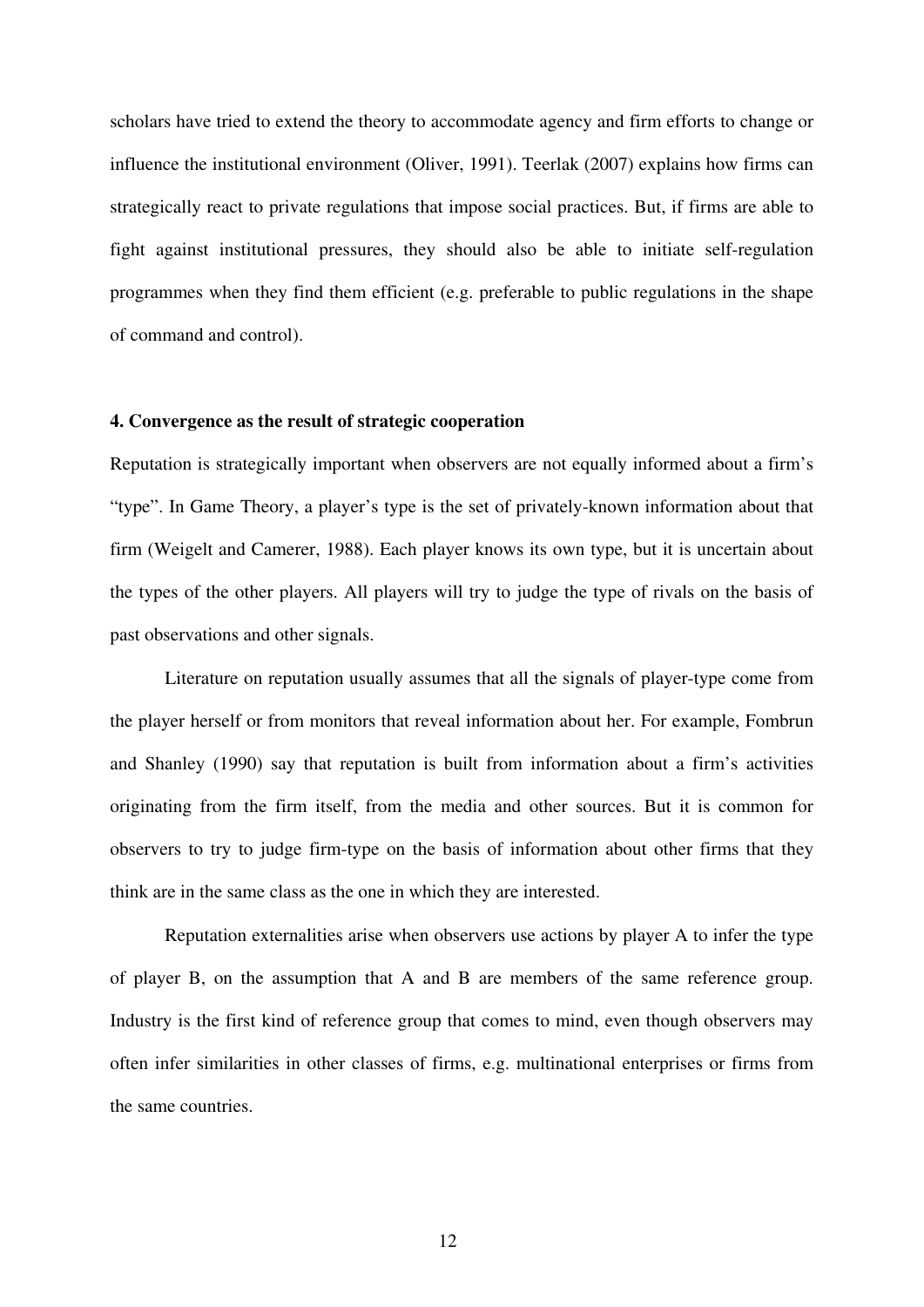scholars have tried to extend the theory to accommodate agency and firm efforts to change or influence the institutional environment (Oliver, 1991). Teerlak (2007) explains how firms can strategically react to private regulations that impose social practices. But, if firms are able to fight against institutional pressures, they should also be able to initiate self-regulation programmes when they find them efficient (e.g. preferable to public regulations in the shape of command and control).

#### 4. Convergence as the result of strategic cooperation

Reputation is strategically important when observers are not equally informed about a firm's "type". In Game Theory, a player's type is the set of privately-known information about that firm (Weigelt and Camerer, 1988). Each player knows its own type, but it is uncertain about the types of the other players. All players will try to judge the type of rivals on the basis of past observations and other signals.

Literature on reputation usually assumes that all the signals of player-type come from the player herself or from monitors that reveal information about her. For example, Fombrun and Shanley (1990) say that reputation is built from information about a firm's activities originating from the firm itself, from the media and other sources. But it is common for observers to try to judge firm-type on the basis of information about other firms that they think are in the same class as the one in which they are interested.

Reputation externalities arise when observers use actions by player A to infer the type of player B, on the assumption that A and B are members of the same reference group. Industry is the first kind of reference group that comes to mind, even though observers may often infer similarities in other classes of firms, e.g. multinational enterprises or firms from the same countries.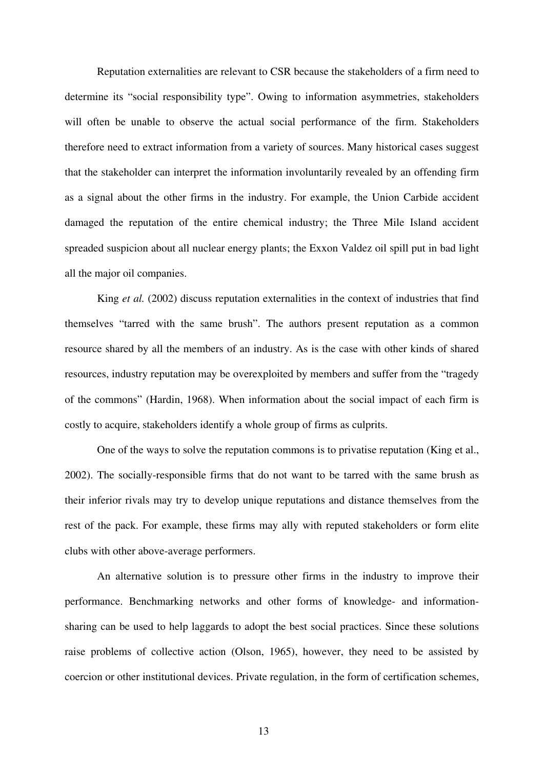Reputation externalities are relevant to CSR because the stakeholders of a firm need to determine its "social responsibility type". Owing to information asymmetries, stakeholders will often be unable to observe the actual social performance of the firm. Stakeholders therefore need to extract information from a variety of sources. Many historical cases suggest that the stakeholder can interpret the information involuntarily revealed by an offending firm as a signal about the other firms in the industry. For example, the Union Carbide accident damaged the reputation of the entire chemical industry; the Three Mile Island accident spreaded suspicion about all nuclear energy plants; the Exxon Valdez oil spill put in bad light all the major oil companies.

King *et al.* (2002) discuss reputation externalities in the context of industries that find themselves "tarred with the same brush". The authors present reputation as a common resource shared by all the members of an industry. As is the case with other kinds of shared resources, industry reputation may be overexploited by members and suffer from the "tragedy of the commons" (Hardin, 1968). When information about the social impact of each firm is costly to acquire, stakeholders identify a whole group of firms as culprits.

One of the ways to solve the reputation commons is to privatise reputation (King et al., 2002). The socially-responsible firms that do not want to be tarred with the same brush as their inferior rivals may try to develop unique reputations and distance themselves from the rest of the pack. For example, these firms may ally with reputed stakeholders or form elite clubs with other above-average performers.

An alternative solution is to pressure other firms in the industry to improve their performance. Benchmarking networks and other forms of knowledge- and information-sharing can be used to help laggards to adopt the best social practices. Since these solutions raise problems of collective action (Olson, 1965), however, they need to be assisted by coercion or other institutional devices. Private regulation, in the form of certification schemes,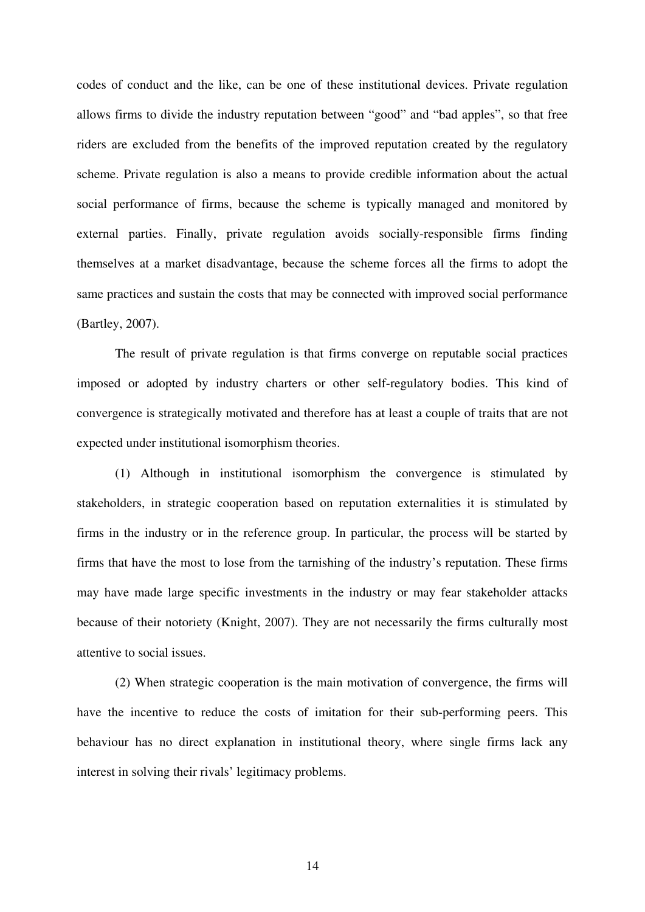codes of conduct and the like, can be one of these institutional devices. Private regulation allows firms to divide the industry reputation between "good" and "bad apples", so that free riders are excluded from the benefits of the improved reputation created by the regulatory scheme. Private regulation is also a means to provide credible information about the actual social performance of firms, because the scheme is typically managed and monitored by external parties. Finally, private regulation avoids socially-responsible firms finding themselves at a market disadvantage, because the scheme forces all the firms to adopt the same practices and sustain the costs that may be connected with improved social performance (Bartley, 2007).

The result of private regulation is that firms converge on reputable social practices imposed or adopted by industry charters or other self-regulatory bodies. This kind of convergence is strategically motivated and therefore has at least a couple of traits that are not expected under institutional isomorphism theories.

(1) Although in institutional isomorphism the convergence is stimulated by stakeholders, in strategic cooperation based on reputation externalities it is stimulated by firms in the industry or in the reference group. In particular, the process will be started by firms that have the most to lose from the tarnishing of the industry's reputation. These firms may have made large specific investments in the industry or may fear stakeholder attacks because of their notoriety (Knight, 2007). They are not necessarily the firms culturally most attentive to social issues.

(2) When strategic cooperation is the main motivation of convergence, the firms will have the incentive to reduce the costs of imitation for their sub-performing peers. This behaviour has no direct explanation in institutional theory, where single firms lack any interest in solving their rivals' legitimacy problems.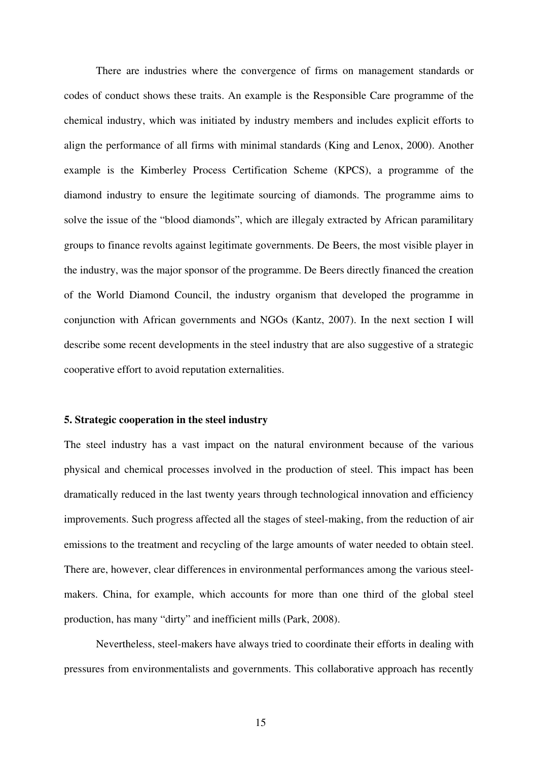There are industries where the convergence of firms on management standards or codes of conduct shows these traits. An example is the Responsible Care programme of the chemical industry, which was initiated by industry members and includes explicit efforts to align the performance of all firms with minimal standards (King and Lenox, 2000). Another example is the Kimberley Process Certification Scheme (KPCS), a programme of the diamond industry to ensure the legitimate sourcing of diamonds. The programme aims to solve the issue of the "blood diamonds", which are illegaly extracted by African paramilitary groups to finance revolts against legitimate governments. De Beers, the most visible player in the industry, was the major sponsor of the programme. De Beers directly financed the creation of the World Diamond Council, the industry organism that developed the programme in conjunction with African governments and NGOs (Kantz, 2007). In the next section I will describe some recent developments in the steel industry that are also suggestive of a strategic cooperative effort to avoid reputation externalities.

## 5. Strategic cooperation in the steel industry

The steel industry has a vast impact on the natural environment because of the various physical and chemical processes involved in the production of steel. This impact has been dramatically reduced in the last twenty years through technological innovation and efficiency improvements. Such progress affected all the stages of steel-making, from the reduction of air emissions to the treatment and recycling of the large amounts of water needed to obtain steel. There are, however, clear differences in environmental performances among the various steel-makers. China, for example, which accounts for more than one third of the global steel production, has many "dirty" and inefficient mills (Park, 2008).

Nevertheless, steel-makers have always tried to coordinate their efforts in dealing with pressures from environmentalists and governments. This collaborative approach has recently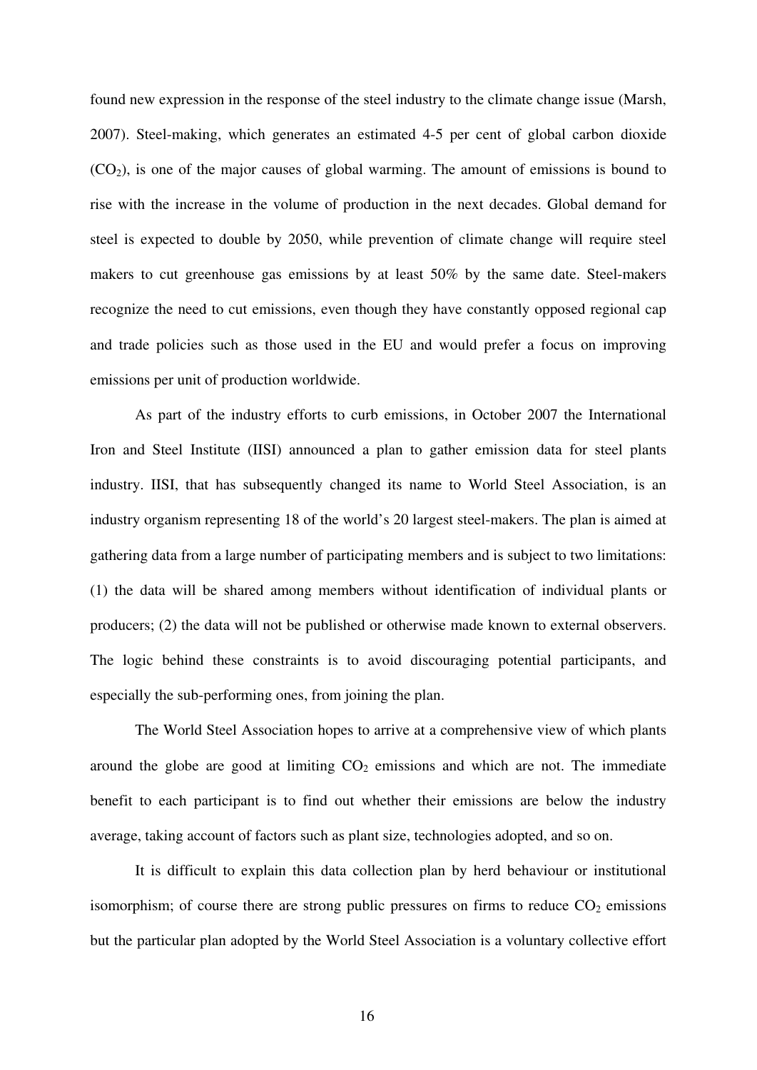found new expression in the response of the steel industry to the climate change issue (Marsh, 2007). Steel-making, which generates an estimated 4-5 per cent of global carbon dioxide ($CO_2$), is one of the major causes of global warming. The amount of emissions is bound to rise with the increase in the volume of production in the next decades. Global demand for steel is expected to double by 2050, while prevention of climate change will require steel makers to cut greenhouse gas emissions by at least 50% by the same date. Steel-makers recognize the need to cut emissions, even though they have constantly opposed regional cap and trade policies such as those used in the EU and would prefer a focus on improving emissions per unit of production worldwide.

As part of the industry efforts to curb emissions, in October 2007 the International Iron and Steel Institute (IISI) announced a plan to gather emission data for steel plants industry. IISI, that has subsequently changed its name to World Steel Association, is an industry organism representing 18 of the world's 20 largest steel-makers. The plan is aimed at gathering data from a large number of participating members and is subject to two limitations: (1) the data will be shared among members without identification of individual plants or producers; (2) the data will not be published or otherwise made known to external observers. The logic behind these constraints is to avoid discouraging potential participants, and especially the sub-performing ones, from joining the plan.

The World Steel Association hopes to arrive at a comprehensive view of which plants around the globe are good at limiting $CO_2$ emissions and which are not. The immediate benefit to each participant is to find out whether their emissions are below the industry average, taking account of factors such as plant size, technologies adopted, and so on.

It is difficult to explain this data collection plan by herd behaviour or institutional isomorphism; of course there are strong public pressures on firms to reduce $CO_2$ emissions but the particular plan adopted by the World Steel Association is a voluntary collective effort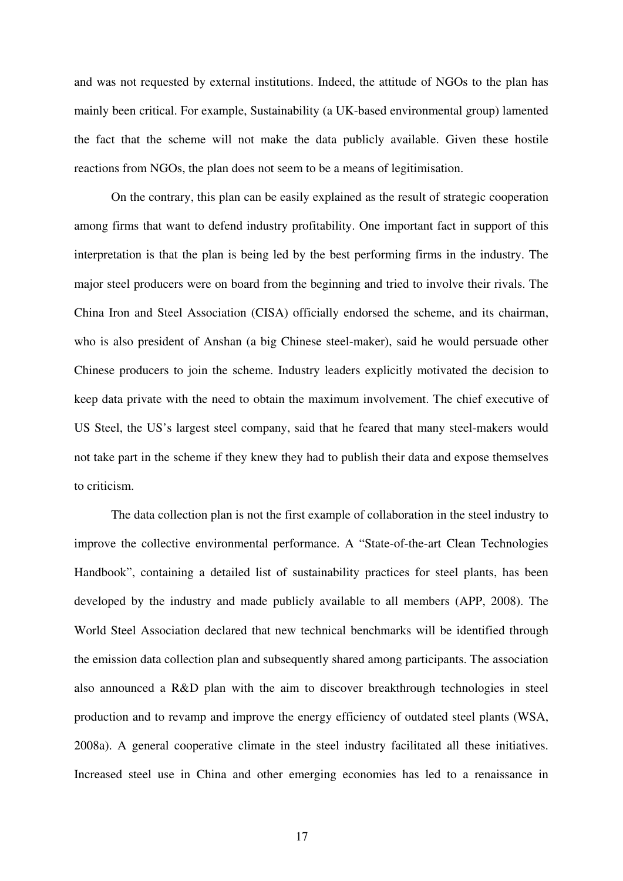and was not requested by external institutions. Indeed, the attitude of NGOs to the plan has mainly been critical. For example, Sustainability (a UK-based environmental group) lamented the fact that the scheme will not make the data publicly available. Given these hostile reactions from NGOs, the plan does not seem to be a means of legitimisation.

On the contrary, this plan can be easily explained as the result of strategic cooperation among firms that want to defend industry profitability. One important fact in support of this interpretation is that the plan is being led by the best performing firms in the industry. The major steel producers were on board from the beginning and tried to involve their rivals. The China Iron and Steel Association (CISA) officially endorsed the scheme, and its chairman, who is also president of Anshan (a big Chinese steel-maker), said he would persuade other Chinese producers to join the scheme. Industry leaders explicitly motivated the decision to keep data private with the need to obtain the maximum involvement. The chief executive of US Steel, the US's largest steel company, said that he feared that many steel-makers would not take part in the scheme if they knew they had to publish their data and expose themselves to criticism.

The data collection plan is not the first example of collaboration in the steel industry to improve the collective environmental performance. A "State-of-the-art Clean Technologies Handbook", containing a detailed list of sustainability practices for steel plants, has been developed by the industry and made publicly available to all members (APP, 2008). The World Steel Association declared that new technical benchmarks will be identified through the emission data collection plan and subsequently shared among participants. The association also announced a R&D plan with the aim to discover breakthrough technologies in steel production and to revamp and improve the energy efficiency of outdated steel plants (WSA, 2008a). A general cooperative climate in the steel industry facilitated all these initiatives. Increased steel use in China and other emerging economies has led to a renaissance in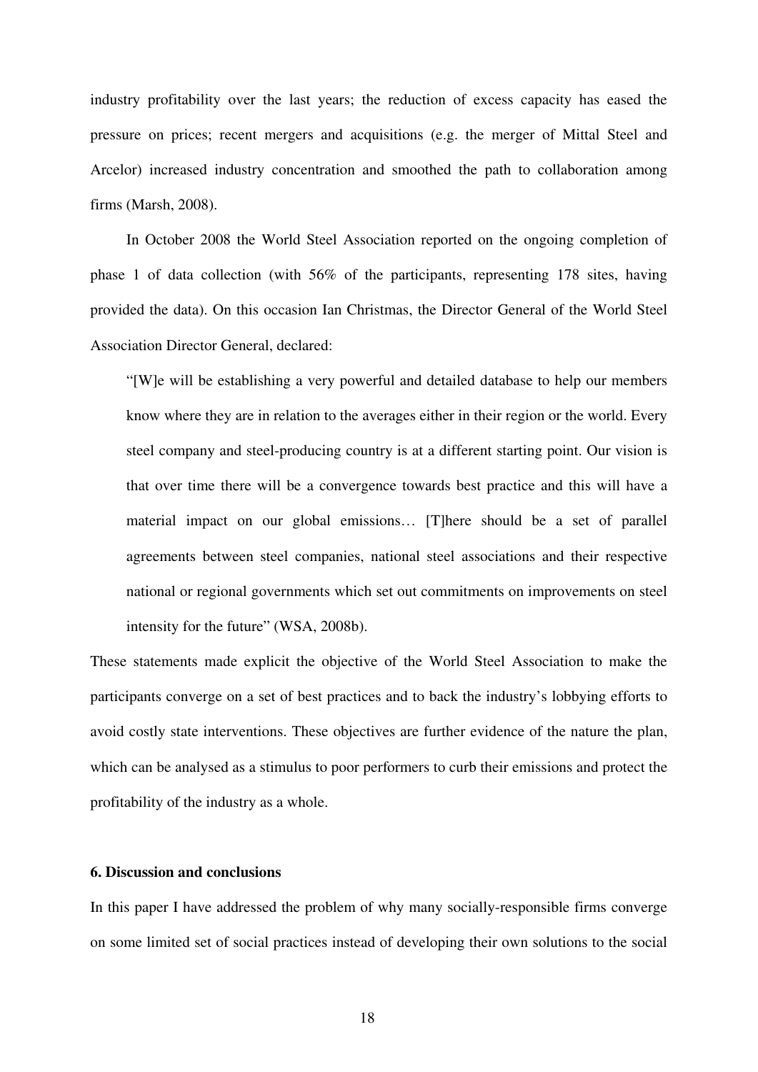industry profitability over the last years; the reduction of excess capacity has eased the pressure on prices; recent mergers and acquisitions (e.g. the merger of Mittal Steel and Arcelor) increased industry concentration and smoothed the path to collaboration among firms (Marsh, 2008).

In October 2008 the World Steel Association reported on the ongoing completion of phase 1 of data collection (with 56% of the participants, representing 178 sites, having provided the data). On this occasion Ian Christmas, the Director General of the World Steel Association Director General, declared:

> "[W]e will be establishing a very powerful and detailed database to help our members know where they are in relation to the averages either in their region or the world. Every steel company and steel-producing country is at a different starting point. Our vision is that over time there will be a convergence towards best practice and this will have a material impact on our global emissions… [T]here should be a set of parallel agreements between steel companies, national steel associations and their respective national or regional governments which set out commitments on improvements on steel intensity for the future" (WSA, 2008b).

These statements made explicit the objective of the World Steel Association to make the participants converge on a set of best practices and to back the industry's lobbying efforts to avoid costly state interventions. These objectives are further evidence of the nature the plan, which can be analysed as a stimulus to poor performers to curb their emissions and protect the profitability of the industry as a whole.

## 6. Discussion and conclusions

In this paper I have addressed the problem of why many socially-responsible firms converge on some limited set of social practices instead of developing their own solutions to the social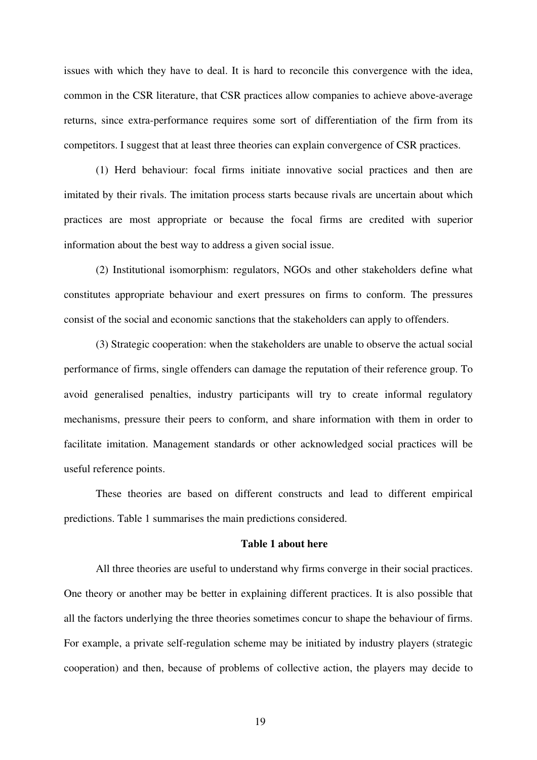issues with which they have to deal. It is hard to reconcile this convergence with the idea, common in the CSR literature, that CSR practices allow companies to achieve above-average returns, since extra-performance requires some sort of differentiation of the firm from its competitors. I suggest that at least three theories can explain convergence of CSR practices.

(1) Herd behaviour: focal firms initiate innovative social practices and then are imitated by their rivals. The imitation process starts because rivals are uncertain about which practices are most appropriate or because the focal firms are credited with superior information about the best way to address a given social issue.

(2) Institutional isomorphism: regulators, NGOs and other stakeholders define what constitutes appropriate behaviour and exert pressures on firms to conform. The pressures consist of the social and economic sanctions that the stakeholders can apply to offenders.

(3) Strategic cooperation: when the stakeholders are unable to observe the actual social performance of firms, single offenders can damage the reputation of their reference group. To avoid generalised penalties, industry participants will try to create informal regulatory mechanisms, pressure their peers to conform, and share information with them in order to facilitate imitation. Management standards or other acknowledged social practices will be useful reference points.

These theories are based on different constructs and lead to different empirical predictions. Table 1 summarises the main predictions considered.

**Table 1 about here**

All three theories are useful to understand why firms converge in their social practices. One theory or another may be better in explaining different practices. It is also possible that all the factors underlying the three theories sometimes concur to shape the behaviour of firms. For example, a private self-regulation scheme may be initiated by industry players (strategic cooperation) and then, because of problems of collective action, the players may decide to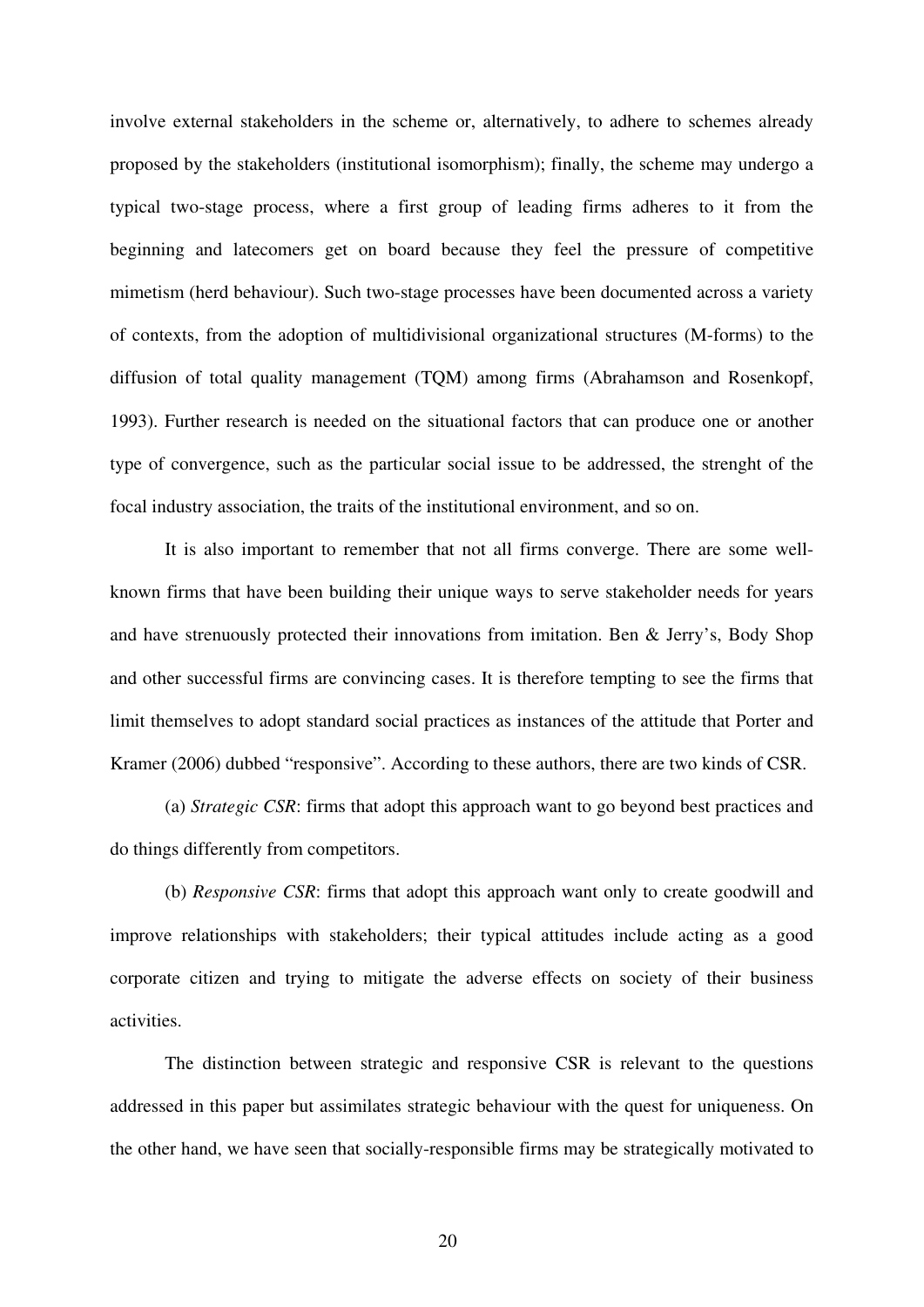involve external stakeholders in the scheme or, alternatively, to adhere to schemes already proposed by the stakeholders (institutional isomorphism); finally, the scheme may undergo a typical two-stage process, where a first group of leading firms adheres to it from the beginning and latecomers get on board because they feel the pressure of competitive mimetism (herd behaviour). Such two-stage processes have been documented across a variety of contexts, from the adoption of multidivisional organizational structures (M-forms) to the diffusion of total quality management (TQM) among firms (Abrahamson and Rosenkopf, 1993). Further research is needed on the situational factors that can produce one or another type of convergence, such as the particular social issue to be addressed, the strenght of the focal industry association, the traits of the institutional environment, and so on.

It is also important to remember that not all firms converge. There are some well-known firms that have been building their unique ways to serve stakeholder needs for years and have strenuously protected their innovations from imitation. Ben & Jerry's, Body Shop and other successful firms are convincing cases. It is therefore tempting to see the firms that limit themselves to adopt standard social practices as instances of the attitude that Porter and Kramer (2006) dubbed "responsive". According to these authors, there are two kinds of CSR.

(a) *Strategic CSR*: firms that adopt this approach want to go beyond best practices and do things differently from competitors.

(b) *Responsive CSR*: firms that adopt this approach want only to create goodwill and improve relationships with stakeholders; their typical attitudes include acting as a good corporate citizen and trying to mitigate the adverse effects on society of their business activities.

The distinction between strategic and responsive CSR is relevant to the questions addressed in this paper but assimilates strategic behaviour with the quest for uniqueness. On the other hand, we have seen that socially-responsible firms may be strategically motivated to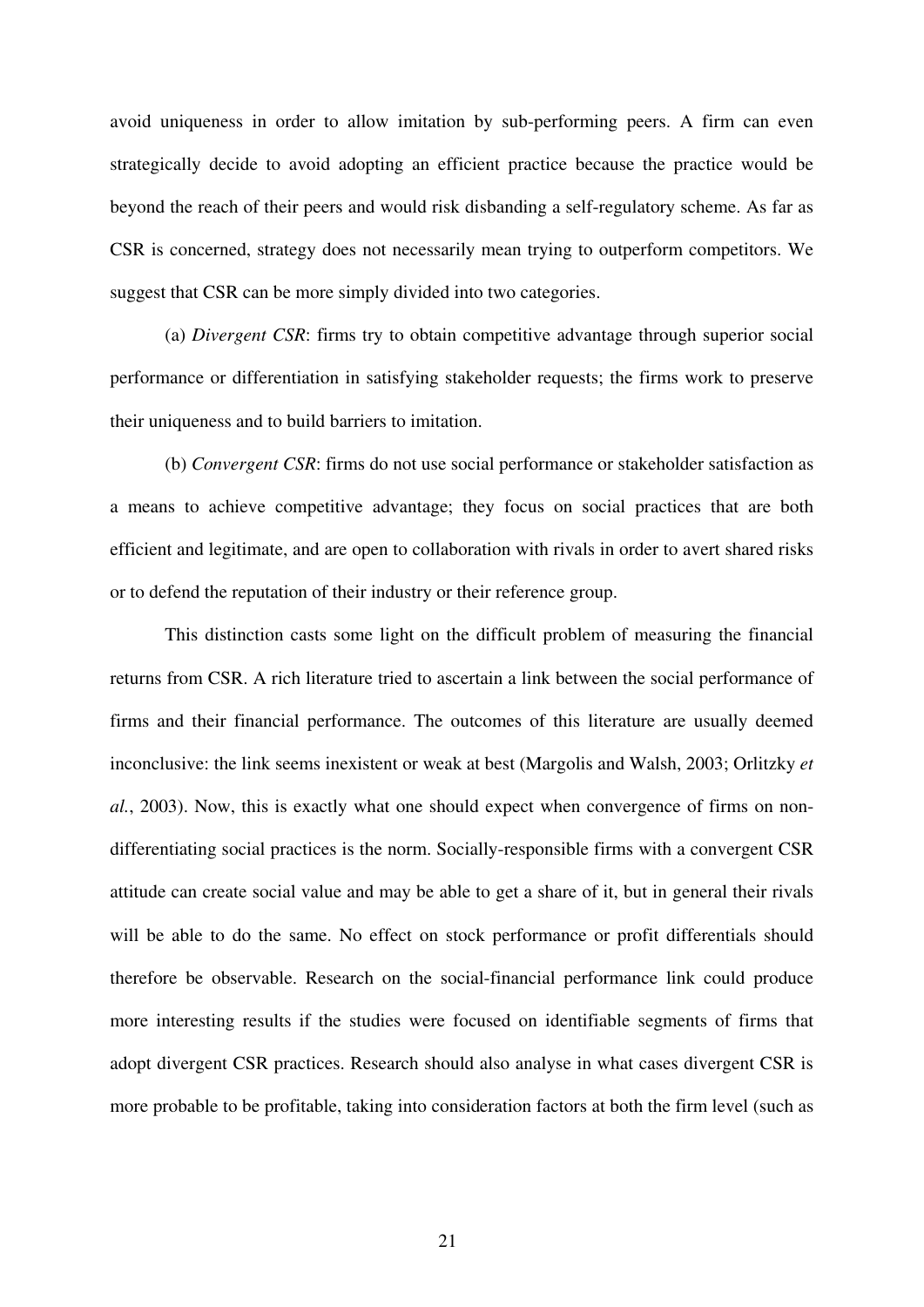avoid uniqueness in order to allow imitation by sub-performing peers. A firm can even strategically decide to avoid adopting an efficient practice because the practice would be beyond the reach of their peers and would risk disbanding a self-regulatory scheme. As far as CSR is concerned, strategy does not necessarily mean trying to outperform competitors. We suggest that CSR can be more simply divided into two categories.

(a) *Divergent CSR*: firms try to obtain competitive advantage through superior social performance or differentiation in satisfying stakeholder requests; the firms work to preserve their uniqueness and to build barriers to imitation.

(b) *Convergent CSR*: firms do not use social performance or stakeholder satisfaction as a means to achieve competitive advantage; they focus on social practices that are both efficient and legitimate, and are open to collaboration with rivals in order to avert shared risks or to defend the reputation of their industry or their reference group.

This distinction casts some light on the difficult problem of measuring the financial returns from CSR. A rich literature tried to ascertain a link between the social performance of firms and their financial performance. The outcomes of this literature are usually deemed inconclusive: the link seems inexistent or weak at best (Margolis and Walsh, 2003; Orlitzky *et al.*, 2003). Now, this is exactly what one should expect when convergence of firms on non-differentiating social practices is the norm. Socially-responsible firms with a convergent CSR attitude can create social value and may be able to get a share of it, but in general their rivals will be able to do the same. No effect on stock performance or profit differentials should therefore be observable. Research on the social-financial performance link could produce more interesting results if the studies were focused on identifiable segments of firms that adopt divergent CSR practices. Research should also analyse in what cases divergent CSR is more probable to be profitable, taking into consideration factors at both the firm level (such as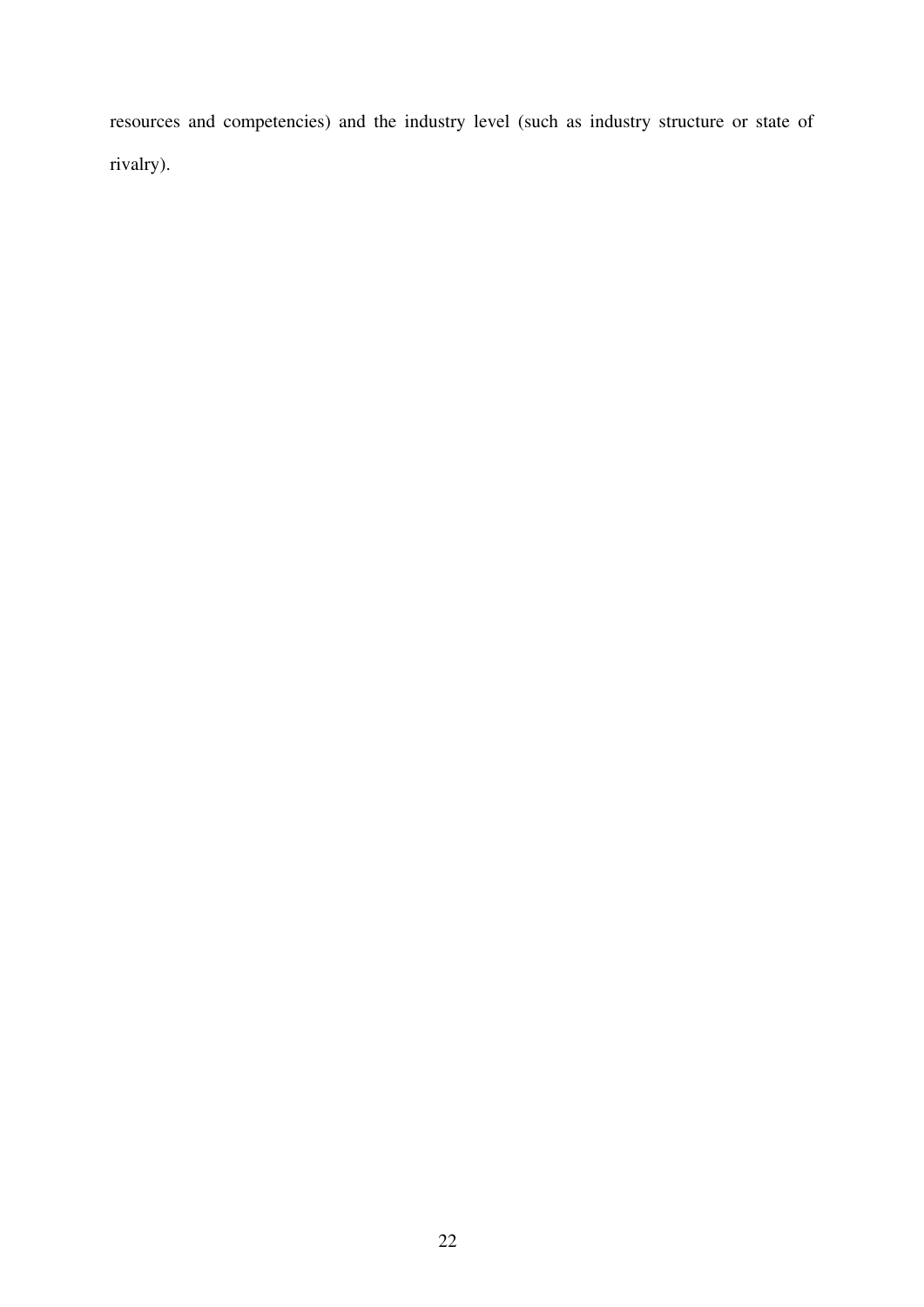resources and competencies) and the industry level (such as industry structure or state of rivalry).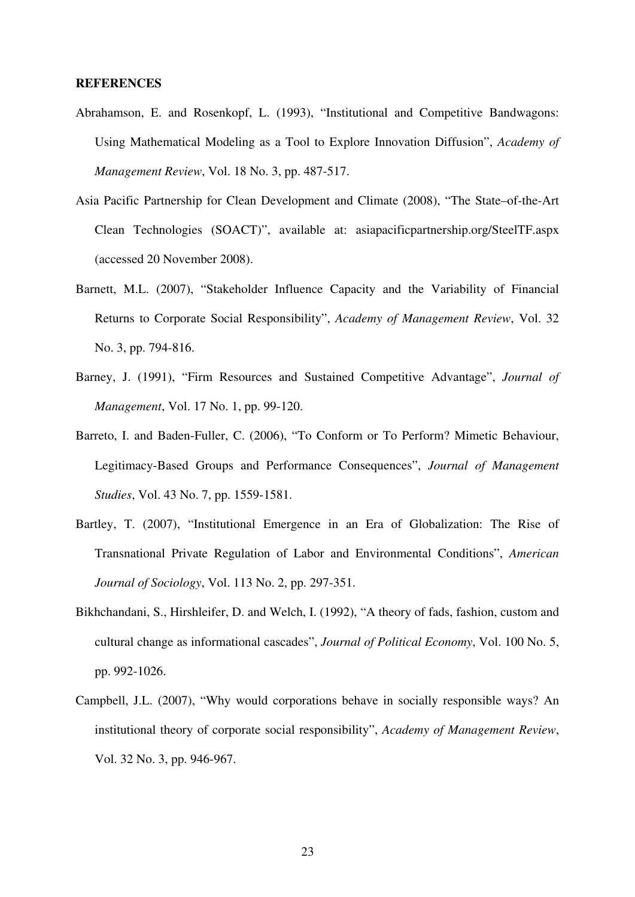**REFERENCES**

Abrahamson, E. and Rosenkopf, L. (1993), "Institutional and Competitive Bandwagons: Using Mathematical Modeling as a Tool to Explore Innovation Diffusion", *Academy of Management Review*, Vol. 18 No. 3, pp. 487-517.

Asia Pacific Partnership for Clean Development and Climate (2008), "The State–of-the-Art Clean Technologies (SOACT)", available at: asiapacificpartnership.org/SteelTF.aspx (accessed 20 November 2008).

Barnett, M.L. (2007), "Stakeholder Influence Capacity and the Variability of Financial Returns to Corporate Social Responsibility", *Academy of Management Review*, Vol. 32 No. 3, pp. 794-816.

Barney, J. (1991), "Firm Resources and Sustained Competitive Advantage", *Journal of Management*, Vol. 17 No. 1, pp. 99-120.

Barreto, I. and Baden-Fuller, C. (2006), "To Conform or To Perform? Mimetic Behaviour, Legitimacy-Based Groups and Performance Consequences", *Journal of Management Studies*, Vol. 43 No. 7, pp. 1559-1581.

Bartley, T. (2007), "Institutional Emergence in an Era of Globalization: The Rise of Transnational Private Regulation of Labor and Environmental Conditions", *American Journal of Sociology*, Vol. 113 No. 2, pp. 297-351.

Bikhchandani, S., Hirshleifer, D. and Welch, I. (1992), "A theory of fads, fashion, custom and cultural change as informational cascades", *Journal of Political Economy*, Vol. 100 No. 5, pp. 992-1026.

Campbell, J.L. (2007), "Why would corporations behave in socially responsible ways? An institutional theory of corporate social responsibility", *Academy of Management Review*, Vol. 32 No. 3, pp. 946-967.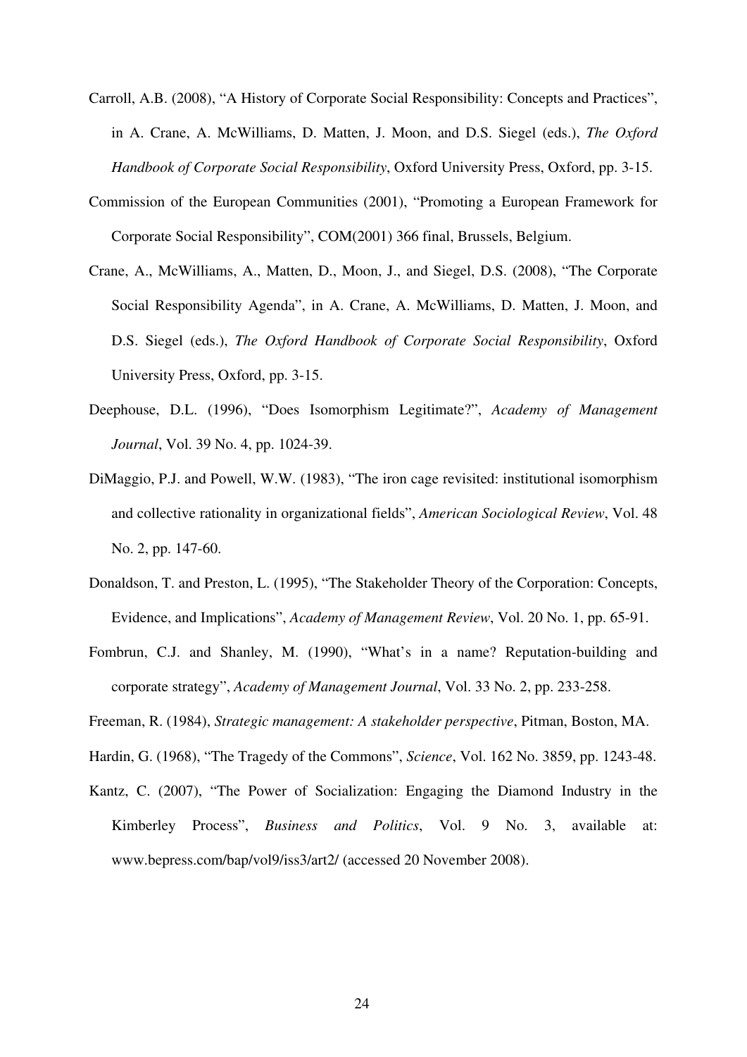Carroll, A.B. (2008), "A History of Corporate Social Responsibility: Concepts and Practices", in A. Crane, A. McWilliams, D. Matten, J. Moon, and D.S. Siegel (eds.), *The Oxford Handbook of Corporate Social Responsibility*, Oxford University Press, Oxford, pp. 3-15.

Commission of the European Communities (2001), "Promoting a European Framework for Corporate Social Responsibility", COM(2001) 366 final, Brussels, Belgium.

Crane, A., McWilliams, A., Matten, D., Moon, J., and Siegel, D.S. (2008), "The Corporate Social Responsibility Agenda", in A. Crane, A. McWilliams, D. Matten, J. Moon, and D.S. Siegel (eds.), *The Oxford Handbook of Corporate Social Responsibility*, Oxford University Press, Oxford, pp. 3-15.

Deephouse, D.L. (1996), "Does Isomorphism Legitimate?", *Academy of Management Journal*, Vol. 39 No. 4, pp. 1024-39.

DiMaggio, P.J. and Powell, W.W. (1983), "The iron cage revisited: institutional isomorphism and collective rationality in organizational fields", *American Sociological Review*, Vol. 48 No. 2, pp. 147-60.

Donaldson, T. and Preston, L. (1995), "The Stakeholder Theory of the Corporation: Concepts, Evidence, and Implications", *Academy of Management Review*, Vol. 20 No. 1, pp. 65-91.

Fombrun, C.J. and Shanley, M. (1990), "What's in a name? Reputation-building and corporate strategy", *Academy of Management Journal*, Vol. 33 No. 2, pp. 233-258.

Freeman, R. (1984), *Strategic management: A stakeholder perspective*, Pitman, Boston, MA.

Hardin, G. (1968), "The Tragedy of the Commons", *Science*, Vol. 162 No. 3859, pp. 1243-48.

Kantz, C. (2007), "The Power of Socialization: Engaging the Diamond Industry in the Kimberley Process", *Business and Politics*, Vol. 9 No. 3, available at: www.bepress.com/bap/vol9/iss3/art2/ (accessed 20 November 2008).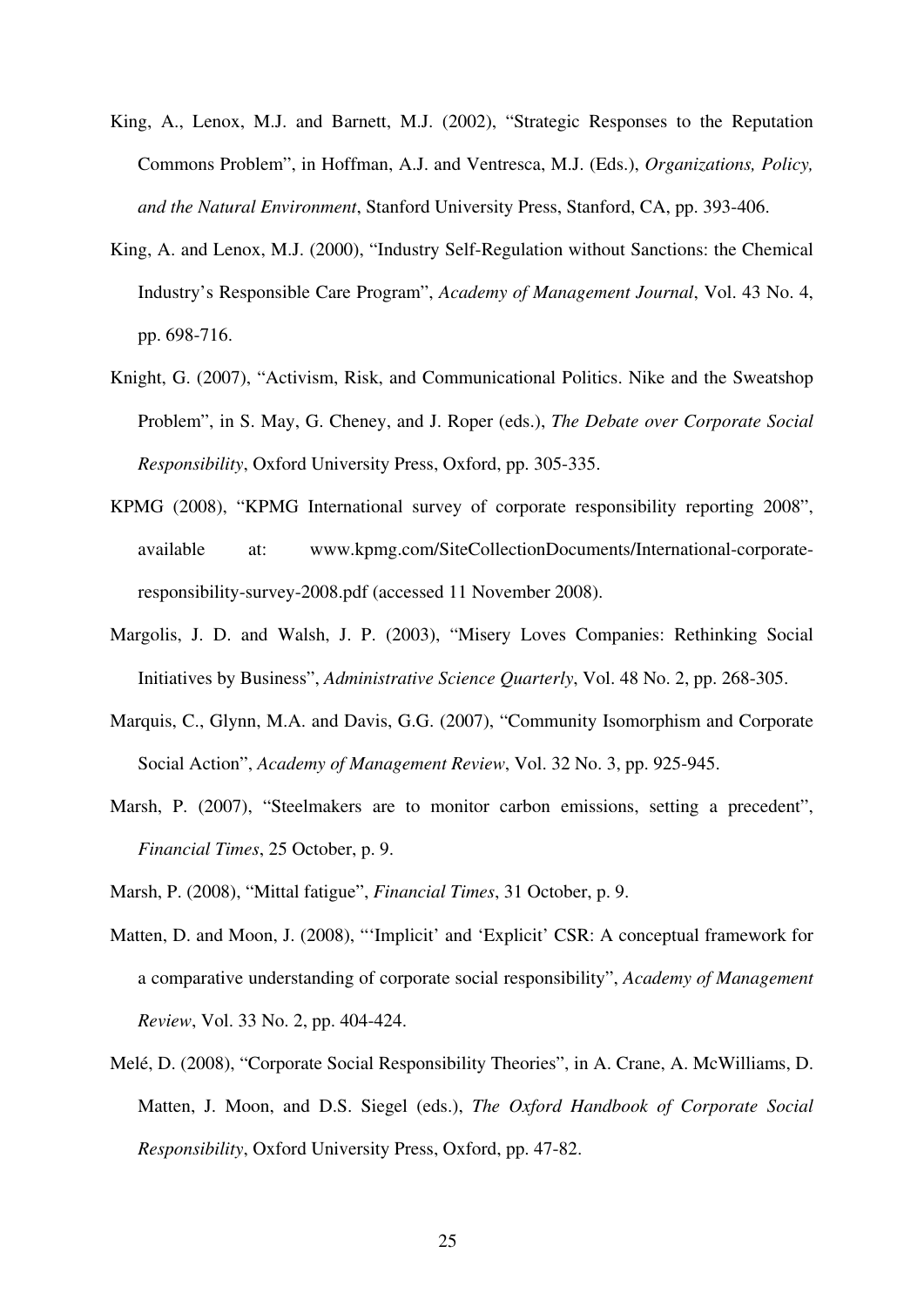King, A., Lenox, M.J. and Barnett, M.J. (2002), "Strategic Responses to the Reputation Commons Problem", in Hoffman, A.J. and Ventresca, M.J. (Eds.), *Organizations, Policy, and the Natural Environment*, Stanford University Press, Stanford, CA, pp. 393-406.

King, A. and Lenox, M.J. (2000), "Industry Self-Regulation without Sanctions: the Chemical Industry's Responsible Care Program", *Academy of Management Journal*, Vol. 43 No. 4, pp. 698-716.

Knight, G. (2007), "Activism, Risk, and Communicational Politics. Nike and the Sweatshop Problem", in S. May, G. Cheney, and J. Roper (eds.), *The Debate over Corporate Social Responsibility*, Oxford University Press, Oxford, pp. 305-335.

KPMG (2008), "KPMG International survey of corporate responsibility reporting 2008", available at: www.kpmg.com/SiteCollectionDocuments/International-corporate-responsibility-survey-2008.pdf (accessed 11 November 2008).

Margolis, J. D. and Walsh, J. P. (2003), "Misery Loves Companies: Rethinking Social Initiatives by Business", *Administrative Science Quarterly*, Vol. 48 No. 2, pp. 268-305.

Marquis, C., Glynn, M.A. and Davis, G.G. (2007), "Community Isomorphism and Corporate Social Action", *Academy of Management Review*, Vol. 32 No. 3, pp. 925-945.

Marsh, P. (2007), "Steelmakers are to monitor carbon emissions, setting a precedent", *Financial Times*, 25 October, p. 9.

Marsh, P. (2008), "Mittal fatigue", *Financial Times*, 31 October, p. 9.

Matten, D. and Moon, J. (2008), "'Implicit' and 'Explicit' CSR: A conceptual framework for a comparative understanding of corporate social responsibility", *Academy of Management Review*, Vol. 33 No. 2, pp. 404-424.

Melé, D. (2008), "Corporate Social Responsibility Theories", in A. Crane, A. McWilliams, D. Matten, J. Moon, and D.S. Siegel (eds.), *The Oxford Handbook of Corporate Social Responsibility*, Oxford University Press, Oxford, pp. 47-82.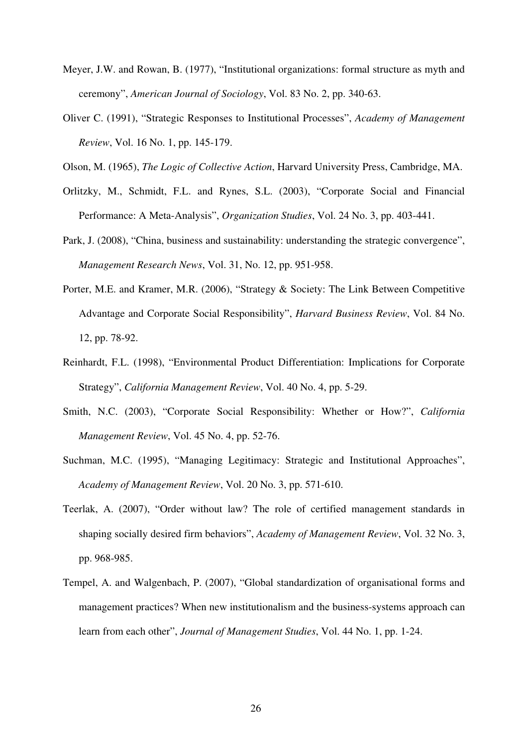Meyer, J.W. and Rowan, B. (1977), "Institutional organizations: formal structure as myth and ceremony", *American Journal of Sociology*, Vol. 83 No. 2, pp. 340-63.

Oliver C. (1991), "Strategic Responses to Institutional Processes", *Academy of Management Review*, Vol. 16 No. 1, pp. 145-179.

Olson, M. (1965), *The Logic of Collective Action*, Harvard University Press, Cambridge, MA.

Orlitzky, M., Schmidt, F.L. and Rynes, S.L. (2003), "Corporate Social and Financial Performance: A Meta-Analysis", *Organization Studies*, Vol. 24 No. 3, pp. 403-441.

Park, J. (2008), "China, business and sustainability: understanding the strategic convergence", *Management Research News*, Vol. 31, No. 12, pp. 951-958.

Porter, M.E. and Kramer, M.R. (2006), "Strategy & Society: The Link Between Competitive Advantage and Corporate Social Responsibility", *Harvard Business Review*, Vol. 84 No. 12, pp. 78-92.

Reinhardt, F.L. (1998), "Environmental Product Differentiation: Implications for Corporate Strategy", *California Management Review*, Vol. 40 No. 4, pp. 5-29.

Smith, N.C. (2003), "Corporate Social Responsibility: Whether or How?", *California Management Review*, Vol. 45 No. 4, pp. 52-76.

Suchman, M.C. (1995), "Managing Legitimacy: Strategic and Institutional Approaches", *Academy of Management Review*, Vol. 20 No. 3, pp. 571-610.

Teerlak, A. (2007), "Order without law? The role of certified management standards in shaping socially desired firm behaviors", *Academy of Management Review*, Vol. 32 No. 3, pp. 968-985.

Tempel, A. and Walgenbach, P. (2007), "Global standardization of organisational forms and management practices? When new institutionalism and the business-systems approach can learn from each other", *Journal of Management Studies*, Vol. 44 No. 1, pp. 1-24.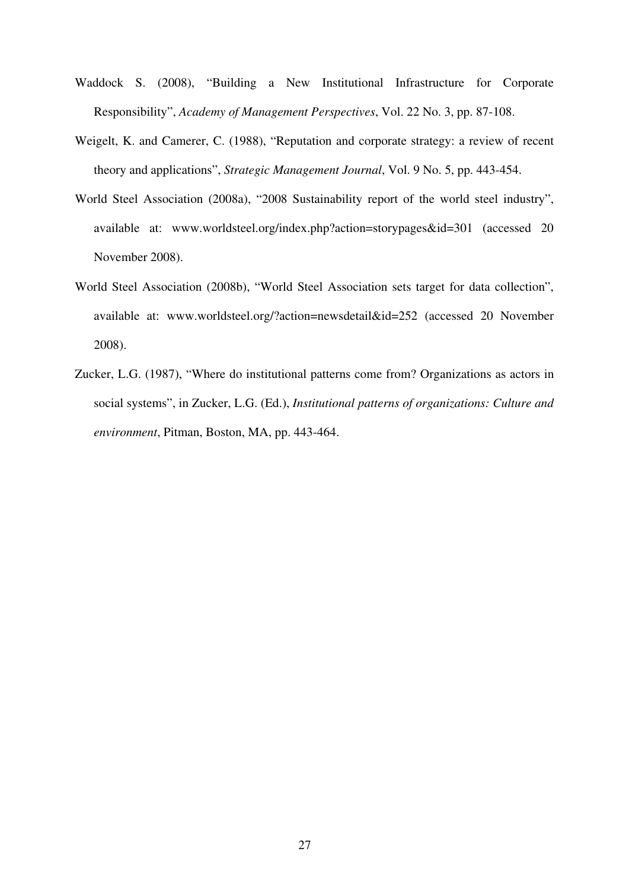Waddock S. (2008), "Building a New Institutional Infrastructure for Corporate Responsibility", *Academy of Management Perspectives*, Vol. 22 No. 3, pp. 87-108.

Weigelt, K. and Camerer, C. (1988), "Reputation and corporate strategy: a review of recent theory and applications", *Strategic Management Journal*, Vol. 9 No. 5, pp. 443-454.

World Steel Association (2008a), "2008 Sustainability report of the world steel industry", available at: www.worldsteel.org/index.php?action=storypages&id=301 (accessed 20 November 2008).

World Steel Association (2008b), "World Steel Association sets target for data collection", available at: www.worldsteel.org/?action=newsdetail&id=252 (accessed 20 November 2008).

Zucker, L.G. (1987), "Where do institutional patterns come from? Organizations as actors in social systems", in Zucker, L.G. (Ed.), *Institutional patterns of organizations: Culture and environment*, Pitman, Boston, MA, pp. 443-464.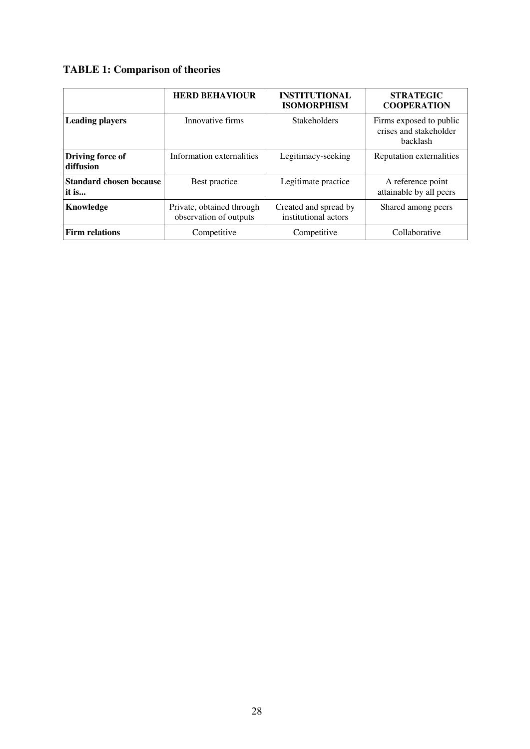**TABLE 1: Comparison of theories**

| | HERD BEHAVIOUR | INSTITUTIONAL ISOMORPHISM | STRATEGIC COOPERATION |
|---|---|---|---|
| **Leading players** | Innovative firms | Stakeholders | Firms exposed to public crises and stakeholder backlash |
| **Driving force of diffusion** | Information externalities | Legitimacy-seeking | Reputation externalities |
| **Standard chosen because it is...** | Best practice | Legitimate practice | A reference point attainable by all peers |
| **Knowledge** | Private, obtained through observation of outputs | Created and spread by institutional actors | Shared among peers |
| **Firm relations** | Competitive | Competitive | Collaborative |